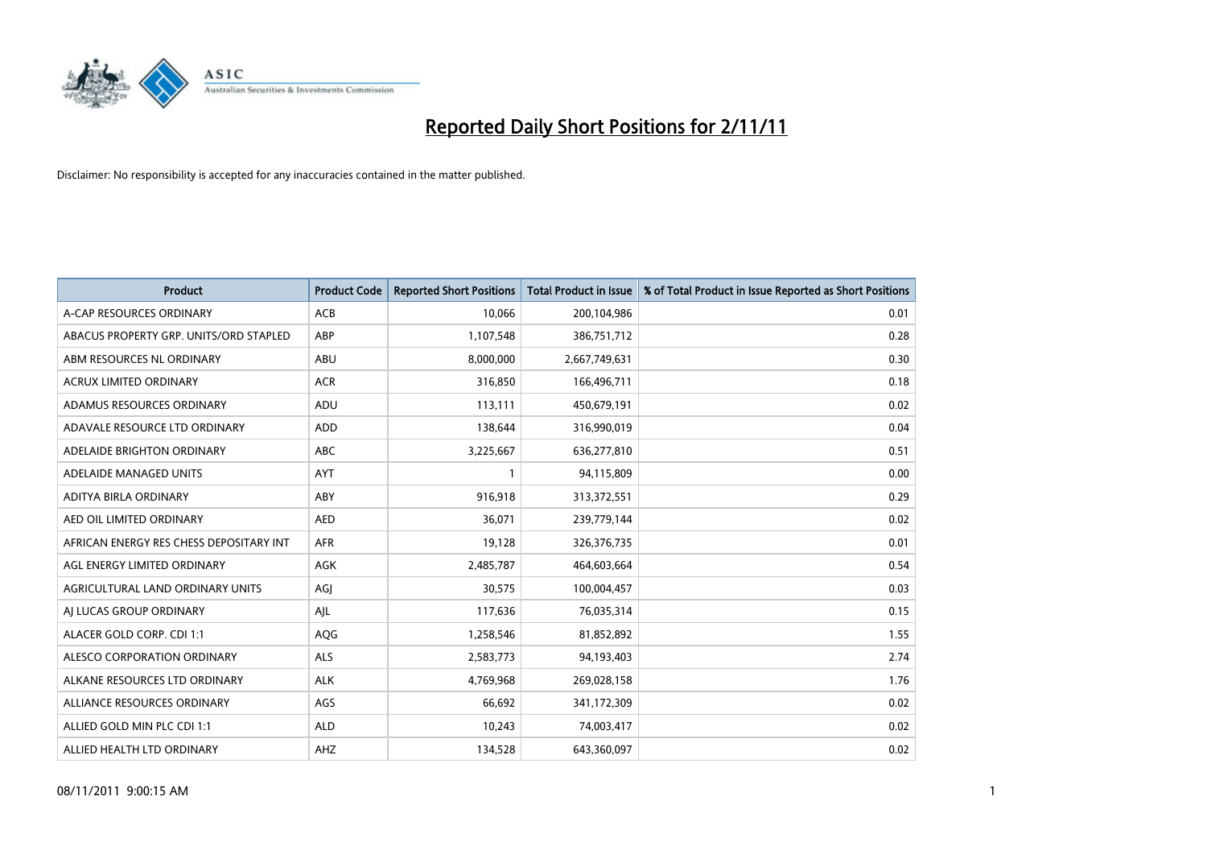# Reported Daily Short Positions for 2/11/11

Disclaimer: No responsibility is accepted for any inaccuracies contained in the matter published.

| Product | Product Code | Reported Short Positions | Total Product in Issue | % of Total Product in Issue Reported as Short Positions |
|---|---|---|---|---|
| A-CAP RESOURCES ORDINARY | ACB | 10,066 | 200,104,986 | 0.01 |
| ABACUS PROPERTY GRP. UNITS/ORD STAPLED | ABP | 1,107,548 | 386,751,712 | 0.28 |
| ABM RESOURCES NL ORDINARY | ABU | 8,000,000 | 2,667,749,631 | 0.30 |
| ACRUX LIMITED ORDINARY | ACR | 316,850 | 166,496,711 | 0.18 |
| ADAMUS RESOURCES ORDINARY | ADU | 113,111 | 450,679,191 | 0.02 |
| ADAVALE RESOURCE LTD ORDINARY | ADD | 138,644 | 316,990,019 | 0.04 |
| ADELAIDE BRIGHTON ORDINARY | ABC | 3,225,667 | 636,277,810 | 0.51 |
| ADELAIDE MANAGED UNITS | AYT | 1 | 94,115,809 | 0.00 |
| ADITYA BIRLA ORDINARY | ABY | 916,918 | 313,372,551 | 0.29 |
| AED OIL LIMITED ORDINARY | AED | 36,071 | 239,779,144 | 0.02 |
| AFRICAN ENERGY RES CHESS DEPOSITARY INT | AFR | 19,128 | 326,376,735 | 0.01 |
| AGL ENERGY LIMITED ORDINARY | AGK | 2,485,787 | 464,603,664 | 0.54 |
| AGRICULTURAL LAND ORDINARY UNITS | AGJ | 30,575 | 100,004,457 | 0.03 |
| AJ LUCAS GROUP ORDINARY | AJL | 117,636 | 76,035,314 | 0.15 |
| ALACER GOLD CORP. CDI 1:1 | AQG | 1,258,546 | 81,852,892 | 1.55 |
| ALESCO CORPORATION ORDINARY | ALS | 2,583,773 | 94,193,403 | 2.74 |
| ALKANE RESOURCES LTD ORDINARY | ALK | 4,769,968 | 269,028,158 | 1.76 |
| ALLIANCE RESOURCES ORDINARY | AGS | 66,692 | 341,172,309 | 0.02 |
| ALLIED GOLD MIN PLC CDI 1:1 | ALD | 10,243 | 74,003,417 | 0.02 |
| ALLIED HEALTH LTD ORDINARY | AHZ | 134,528 | 643,360,097 | 0.02 |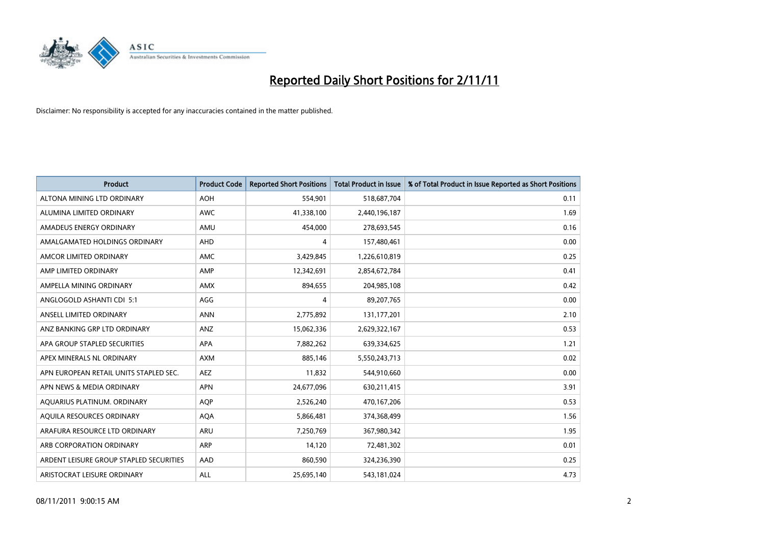# Reported Daily Short Positions for 2/11/11

Disclaimer: No responsibility is accepted for any inaccuracies contained in the matter published.

| Product | Product Code | Reported Short Positions | Total Product in Issue | % of Total Product in Issue Reported as Short Positions |
|---|---|---|---|---|
| ALTONA MINING LTD ORDINARY | AOH | 554,901 | 518,687,704 | 0.11 |
| ALUMINA LIMITED ORDINARY | AWC | 41,338,100 | 2,440,196,187 | 1.69 |
| AMADEUS ENERGY ORDINARY | AMU | 454,000 | 278,693,545 | 0.16 |
| AMALGAMATED HOLDINGS ORDINARY | AHD | 4 | 157,480,461 | 0.00 |
| AMCOR LIMITED ORDINARY | AMC | 3,429,845 | 1,226,610,819 | 0.25 |
| AMP LIMITED ORDINARY | AMP | 12,342,691 | 2,854,672,784 | 0.41 |
| AMPELLA MINING ORDINARY | AMX | 894,655 | 204,985,108 | 0.42 |
| ANGLOGOLD ASHANTI CDI 5:1 | AGG | 4 | 89,207,765 | 0.00 |
| ANSELL LIMITED ORDINARY | ANN | 2,775,892 | 131,177,201 | 2.10 |
| ANZ BANKING GRP LTD ORDINARY | ANZ | 15,062,336 | 2,629,322,167 | 0.53 |
| APA GROUP STAPLED SECURITIES | APA | 7,882,262 | 639,334,625 | 1.21 |
| APEX MINERALS NL ORDINARY | AXM | 885,146 | 5,550,243,713 | 0.02 |
| APN EUROPEAN RETAIL UNITS STAPLED SEC. | AEZ | 11,832 | 544,910,660 | 0.00 |
| APN NEWS & MEDIA ORDINARY | APN | 24,677,096 | 630,211,415 | 3.91 |
| AQUARIUS PLATINUM. ORDINARY | AQP | 2,526,240 | 470,167,206 | 0.53 |
| AQUILA RESOURCES ORDINARY | AQA | 5,866,481 | 374,368,499 | 1.56 |
| ARAFURA RESOURCE LTD ORDINARY | ARU | 7,250,769 | 367,980,342 | 1.95 |
| ARB CORPORATION ORDINARY | ARP | 14,120 | 72,481,302 | 0.01 |
| ARDENT LEISURE GROUP STAPLED SECURITIES | AAD | 860,590 | 324,236,390 | 0.25 |
| ARISTOCRAT LEISURE ORDINARY | ALL | 25,695,140 | 543,181,024 | 4.73 |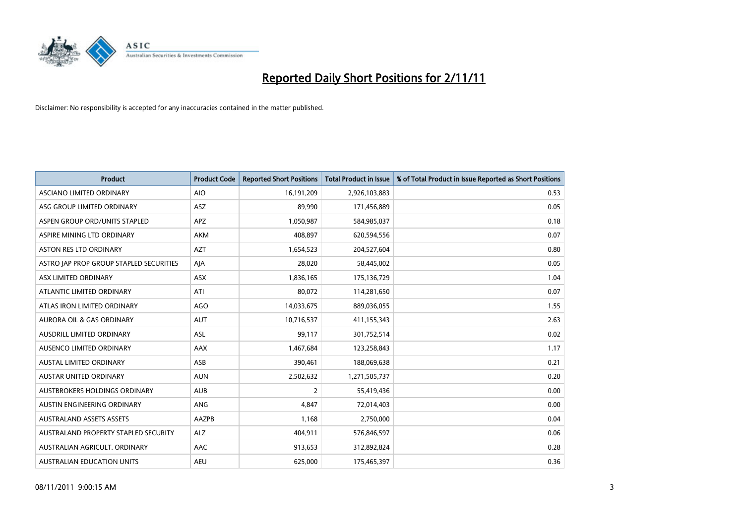# Reported Daily Short Positions for 2/11/11

Disclaimer: No responsibility is accepted for any inaccuracies contained in the matter published.

| Product | Product Code | Reported Short Positions | Total Product in Issue | % of Total Product in Issue Reported as Short Positions |
|---|---|---|---|---|
| ASCIANO LIMITED ORDINARY | AIO | 16,191,209 | 2,926,103,883 | 0.53 |
| ASG GROUP LIMITED ORDINARY | ASZ | 89,990 | 171,456,889 | 0.05 |
| ASPEN GROUP ORD/UNITS STAPLED | APZ | 1,050,987 | 584,985,037 | 0.18 |
| ASPIRE MINING LTD ORDINARY | AKM | 408,897 | 620,594,556 | 0.07 |
| ASTON RES LTD ORDINARY | AZT | 1,654,523 | 204,527,604 | 0.80 |
| ASTRO JAP PROP GROUP STAPLED SECURITIES | AJA | 28,020 | 58,445,002 | 0.05 |
| ASX LIMITED ORDINARY | ASX | 1,836,165 | 175,136,729 | 1.04 |
| ATLANTIC LIMITED ORDINARY | ATI | 80,072 | 114,281,650 | 0.07 |
| ATLAS IRON LIMITED ORDINARY | AGO | 14,033,675 | 889,036,055 | 1.55 |
| AURORA OIL & GAS ORDINARY | AUT | 10,716,537 | 411,155,343 | 2.63 |
| AUSDRILL LIMITED ORDINARY | ASL | 99,117 | 301,752,514 | 0.02 |
| AUSENCO LIMITED ORDINARY | AAX | 1,467,684 | 123,258,843 | 1.17 |
| AUSTAL LIMITED ORDINARY | ASB | 390,461 | 188,069,638 | 0.21 |
| AUSTAR UNITED ORDINARY | AUN | 2,502,632 | 1,271,505,737 | 0.20 |
| AUSTBROKERS HOLDINGS ORDINARY | AUB | 2 | 55,419,436 | 0.00 |
| AUSTIN ENGINEERING ORDINARY | ANG | 4,847 | 72,014,403 | 0.00 |
| AUSTRALAND ASSETS ASSETS | AAZPB | 1,168 | 2,750,000 | 0.04 |
| AUSTRALAND PROPERTY STAPLED SECURITY | ALZ | 404,911 | 576,846,597 | 0.06 |
| AUSTRALIAN AGRICULT. ORDINARY | AAC | 913,653 | 312,892,824 | 0.28 |
| AUSTRALIAN EDUCATION UNITS | AEU | 625,000 | 175,465,397 | 0.36 |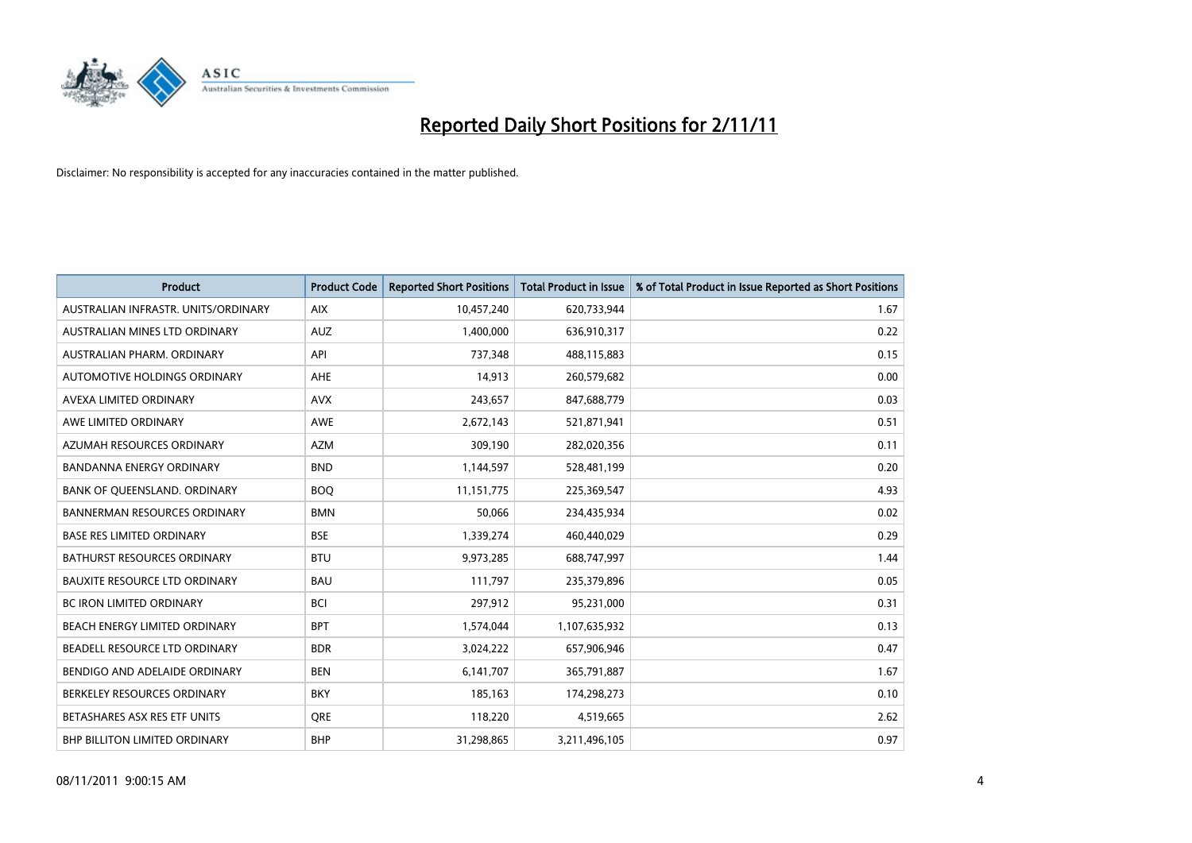# Reported Daily Short Positions for 2/11/11

Disclaimer: No responsibility is accepted for any inaccuracies contained in the matter published.

| Product | Product Code | Reported Short Positions | Total Product in Issue | % of Total Product in Issue Reported as Short Positions |
|---|---|---|---|---|
| AUSTRALIAN INFRASTR. UNITS/ORDINARY | AIX | 10,457,240 | 620,733,944 | 1.67 |
| AUSTRALIAN MINES LTD ORDINARY | AUZ | 1,400,000 | 636,910,317 | 0.22 |
| AUSTRALIAN PHARM. ORDINARY | API | 737,348 | 488,115,883 | 0.15 |
| AUTOMOTIVE HOLDINGS ORDINARY | AHE | 14,913 | 260,579,682 | 0.00 |
| AVEXA LIMITED ORDINARY | AVX | 243,657 | 847,688,779 | 0.03 |
| AWE LIMITED ORDINARY | AWE | 2,672,143 | 521,871,941 | 0.51 |
| AZUMAH RESOURCES ORDINARY | AZM | 309,190 | 282,020,356 | 0.11 |
| BANDANNA ENERGY ORDINARY | BND | 1,144,597 | 528,481,199 | 0.20 |
| BANK OF QUEENSLAND. ORDINARY | BOQ | 11,151,775 | 225,369,547 | 4.93 |
| BANNERMAN RESOURCES ORDINARY | BMN | 50,066 | 234,435,934 | 0.02 |
| BASE RES LIMITED ORDINARY | BSE | 1,339,274 | 460,440,029 | 0.29 |
| BATHURST RESOURCES ORDINARY | BTU | 9,973,285 | 688,747,997 | 1.44 |
| BAUXITE RESOURCE LTD ORDINARY | BAU | 111,797 | 235,379,896 | 0.05 |
| BC IRON LIMITED ORDINARY | BCI | 297,912 | 95,231,000 | 0.31 |
| BEACH ENERGY LIMITED ORDINARY | BPT | 1,574,044 | 1,107,635,932 | 0.13 |
| BEADELL RESOURCE LTD ORDINARY | BDR | 3,024,222 | 657,906,946 | 0.47 |
| BENDIGO AND ADELAIDE ORDINARY | BEN | 6,141,707 | 365,791,887 | 1.67 |
| BERKELEY RESOURCES ORDINARY | BKY | 185,163 | 174,298,273 | 0.10 |
| BETASHARES ASX RES ETF UNITS | QRE | 118,220 | 4,519,665 | 2.62 |
| BHP BILLITON LIMITED ORDINARY | BHP | 31,298,865 | 3,211,496,105 | 0.97 |

08/11/2011 9:00:15 AM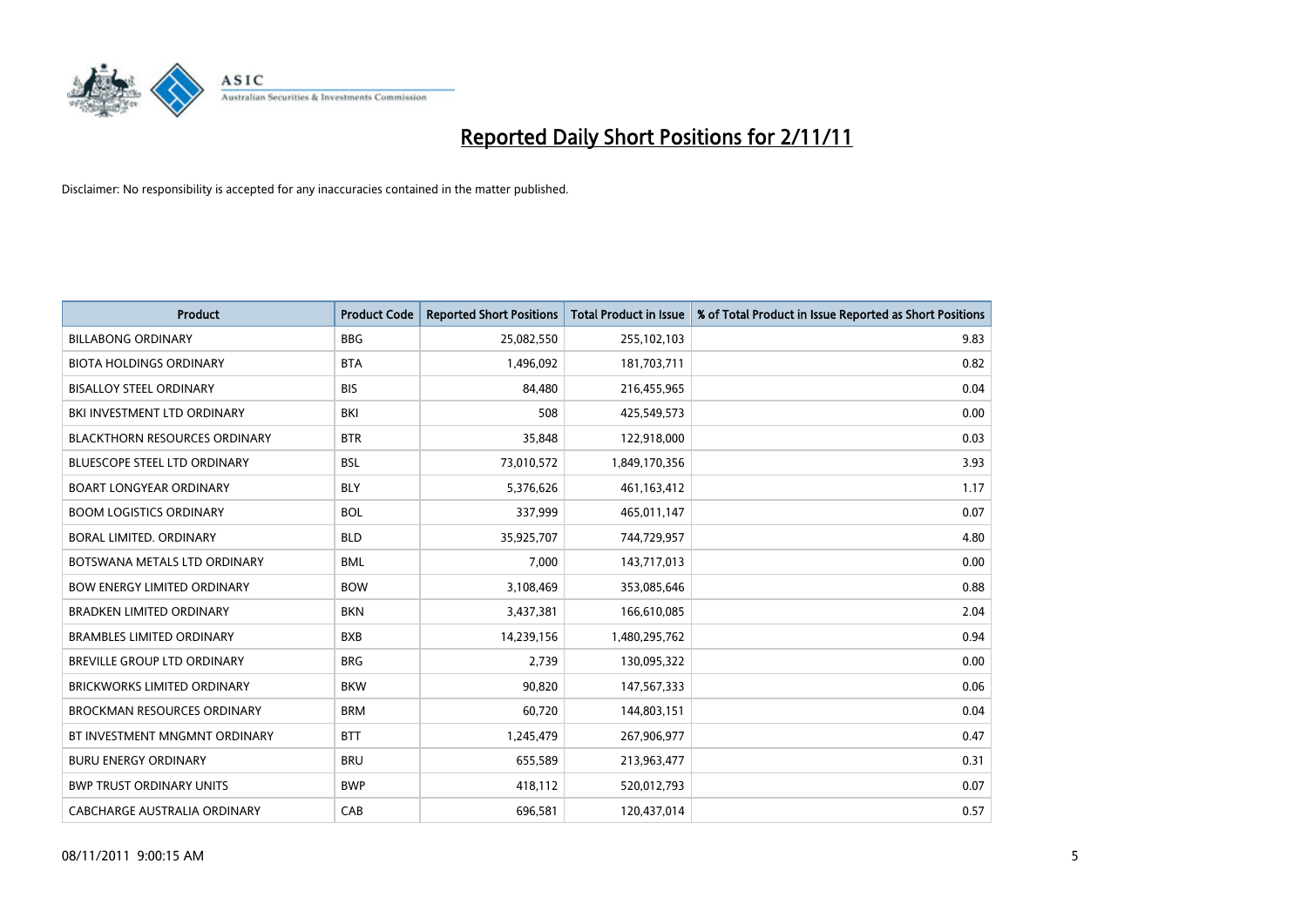# Reported Daily Short Positions for 2/11/11

Disclaimer: No responsibility is accepted for any inaccuracies contained in the matter published.

| Product | Product Code | Reported Short Positions | Total Product in Issue | % of Total Product in Issue Reported as Short Positions |
|---|---|---|---|---|
| BILLABONG ORDINARY | BBG | 25,082,550 | 255,102,103 | 9.83 |
| BIOTA HOLDINGS ORDINARY | BTA | 1,496,092 | 181,703,711 | 0.82 |
| BISALLOY STEEL ORDINARY | BIS | 84,480 | 216,455,965 | 0.04 |
| BKI INVESTMENT LTD ORDINARY | BKI | 508 | 425,549,573 | 0.00 |
| BLACKTHORN RESOURCES ORDINARY | BTR | 35,848 | 122,918,000 | 0.03 |
| BLUESCOPE STEEL LTD ORDINARY | BSL | 73,010,572 | 1,849,170,356 | 3.93 |
| BOART LONGYEAR ORDINARY | BLY | 5,376,626 | 461,163,412 | 1.17 |
| BOOM LOGISTICS ORDINARY | BOL | 337,999 | 465,011,147 | 0.07 |
| BORAL LIMITED. ORDINARY | BLD | 35,925,707 | 744,729,957 | 4.80 |
| BOTSWANA METALS LTD ORDINARY | BML | 7,000 | 143,717,013 | 0.00 |
| BOW ENERGY LIMITED ORDINARY | BOW | 3,108,469 | 353,085,646 | 0.88 |
| BRADKEN LIMITED ORDINARY | BKN | 3,437,381 | 166,610,085 | 2.04 |
| BRAMBLES LIMITED ORDINARY | BXB | 14,239,156 | 1,480,295,762 | 0.94 |
| BREVILLE GROUP LTD ORDINARY | BRG | 2,739 | 130,095,322 | 0.00 |
| BRICKWORKS LIMITED ORDINARY | BKW | 90,820 | 147,567,333 | 0.06 |
| BROCKMAN RESOURCES ORDINARY | BRM | 60,720 | 144,803,151 | 0.04 |
| BT INVESTMENT MNGMNT ORDINARY | BTT | 1,245,479 | 267,906,977 | 0.47 |
| BURU ENERGY ORDINARY | BRU | 655,589 | 213,963,477 | 0.31 |
| BWP TRUST ORDINARY UNITS | BWP | 418,112 | 520,012,793 | 0.07 |
| CABCHARGE AUSTRALIA ORDINARY | CAB | 696,581 | 120,437,014 | 0.57 |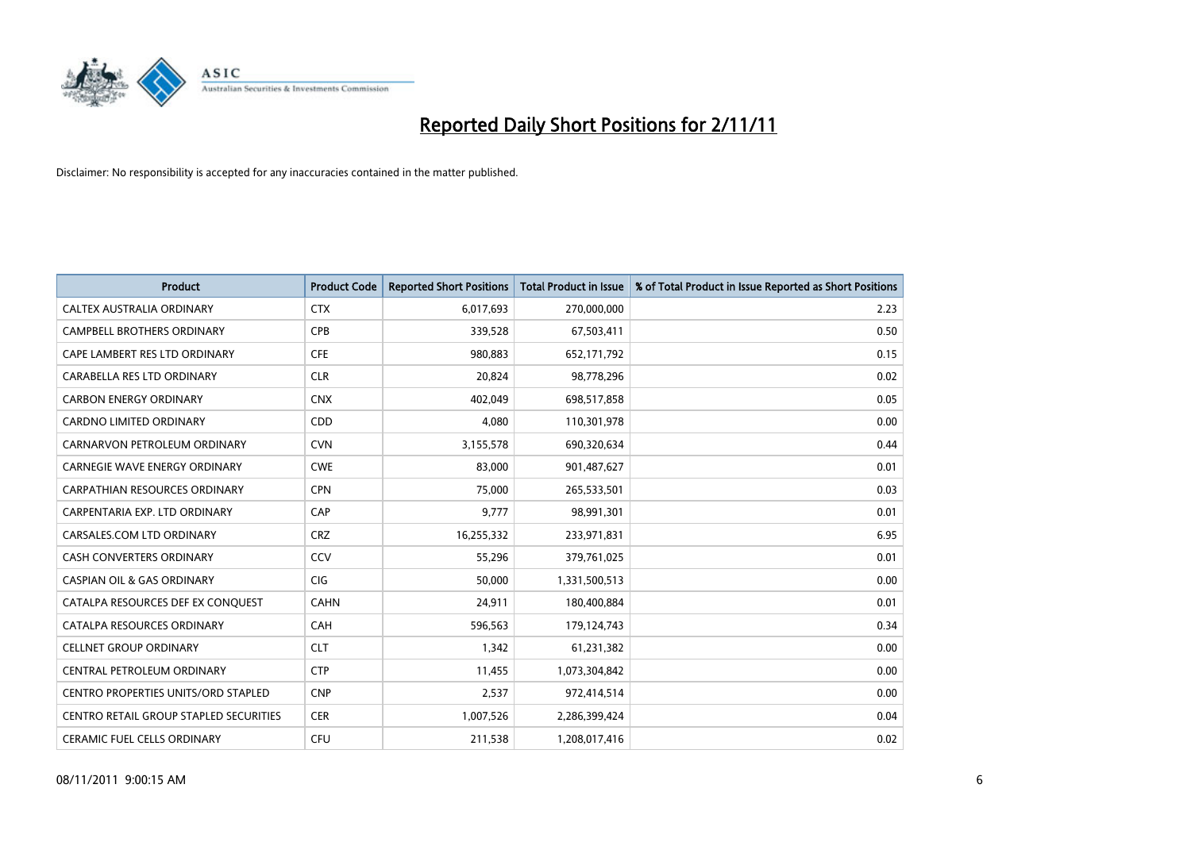# Reported Daily Short Positions for 2/11/11

Disclaimer: No responsibility is accepted for any inaccuracies contained in the matter published.

| Product | Product Code | Reported Short Positions | Total Product in Issue | % of Total Product in Issue Reported as Short Positions |
|---|---|---|---|---|
| CALTEX AUSTRALIA ORDINARY | CTX | 6,017,693 | 270,000,000 | 2.23 |
| CAMPBELL BROTHERS ORDINARY | CPB | 339,528 | 67,503,411 | 0.50 |
| CAPE LAMBERT RES LTD ORDINARY | CFE | 980,883 | 652,171,792 | 0.15 |
| CARABELLA RES LTD ORDINARY | CLR | 20,824 | 98,778,296 | 0.02 |
| CARBON ENERGY ORDINARY | CNX | 402,049 | 698,517,858 | 0.05 |
| CARDNO LIMITED ORDINARY | CDD | 4,080 | 110,301,978 | 0.00 |
| CARNARVON PETROLEUM ORDINARY | CVN | 3,155,578 | 690,320,634 | 0.44 |
| CARNEGIE WAVE ENERGY ORDINARY | CWE | 83,000 | 901,487,627 | 0.01 |
| CARPATHIAN RESOURCES ORDINARY | CPN | 75,000 | 265,533,501 | 0.03 |
| CARPENTARIA EXP. LTD ORDINARY | CAP | 9,777 | 98,991,301 | 0.01 |
| CARSALES.COM LTD ORDINARY | CRZ | 16,255,332 | 233,971,831 | 6.95 |
| CASH CONVERTERS ORDINARY | CCV | 55,296 | 379,761,025 | 0.01 |
| CASPIAN OIL & GAS ORDINARY | CIG | 50,000 | 1,331,500,513 | 0.00 |
| CATALPA RESOURCES DEF EX CONQUEST | CAHN | 24,911 | 180,400,884 | 0.01 |
| CATALPA RESOURCES ORDINARY | CAH | 596,563 | 179,124,743 | 0.34 |
| CELLNET GROUP ORDINARY | CLT | 1,342 | 61,231,382 | 0.00 |
| CENTRAL PETROLEUM ORDINARY | CTP | 11,455 | 1,073,304,842 | 0.00 |
| CENTRO PROPERTIES UNITS/ORD STAPLED | CNP | 2,537 | 972,414,514 | 0.00 |
| CENTRO RETAIL GROUP STAPLED SECURITIES | CER | 1,007,526 | 2,286,399,424 | 0.04 |
| CERAMIC FUEL CELLS ORDINARY | CFU | 211,538 | 1,208,017,416 | 0.02 |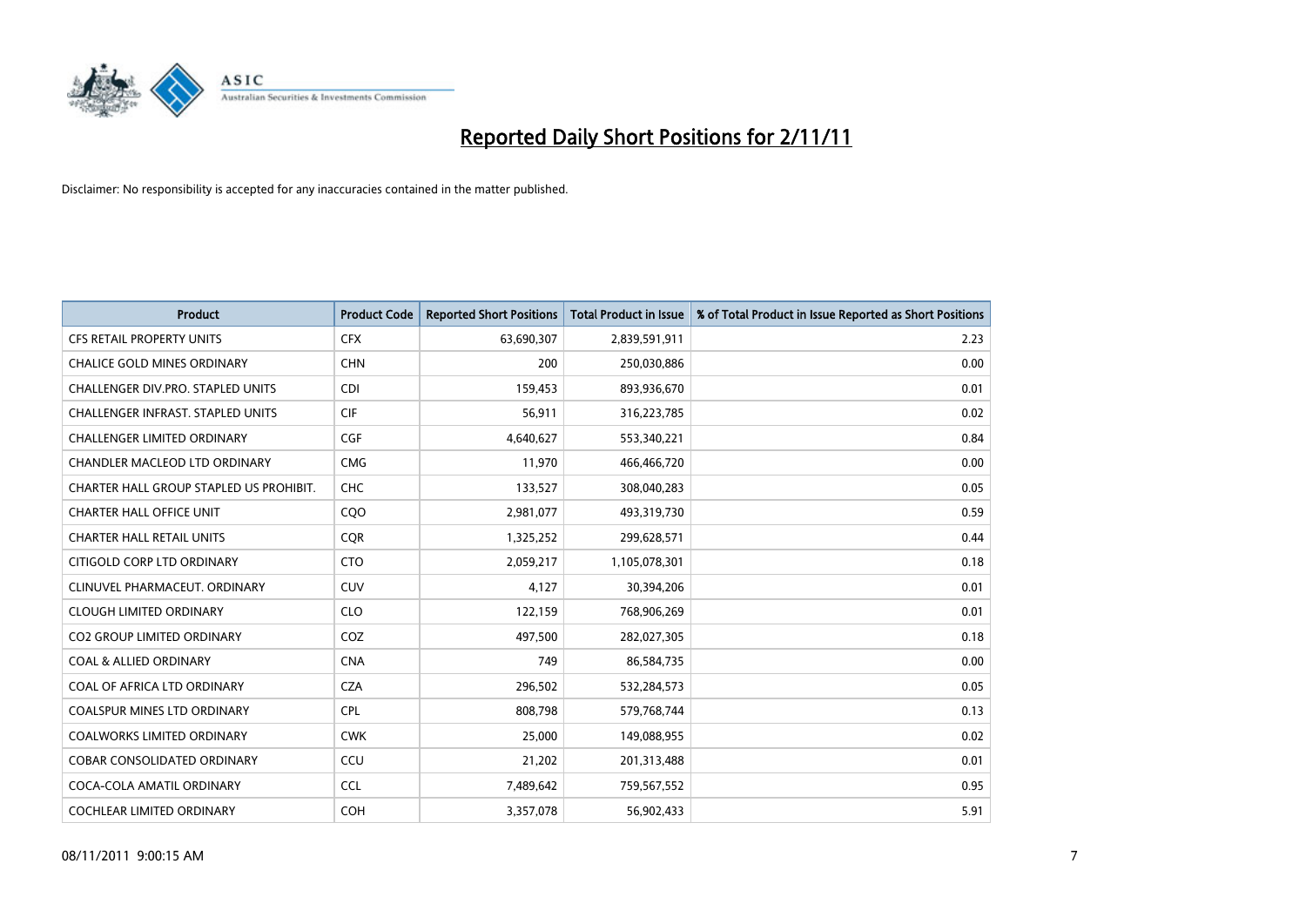# Reported Daily Short Positions for 2/11/11

Disclaimer: No responsibility is accepted for any inaccuracies contained in the matter published.

| Product | Product Code | Reported Short Positions | Total Product in Issue | % of Total Product in Issue Reported as Short Positions |
|---|---|---|---|---|
| CFS RETAIL PROPERTY UNITS | CFX | 63,690,307 | 2,839,591,911 | 2.23 |
| CHALICE GOLD MINES ORDINARY | CHN | 200 | 250,030,886 | 0.00 |
| CHALLENGER DIV.PRO. STAPLED UNITS | CDI | 159,453 | 893,936,670 | 0.01 |
| CHALLENGER INFRAST. STAPLED UNITS | CIF | 56,911 | 316,223,785 | 0.02 |
| CHALLENGER LIMITED ORDINARY | CGF | 4,640,627 | 553,340,221 | 0.84 |
| CHANDLER MACLEOD LTD ORDINARY | CMG | 11,970 | 466,466,720 | 0.00 |
| CHARTER HALL GROUP STAPLED US PROHIBIT. | CHC | 133,527 | 308,040,283 | 0.05 |
| CHARTER HALL OFFICE UNIT | CQO | 2,981,077 | 493,319,730 | 0.59 |
| CHARTER HALL RETAIL UNITS | CQR | 1,325,252 | 299,628,571 | 0.44 |
| CITIGOLD CORP LTD ORDINARY | CTO | 2,059,217 | 1,105,078,301 | 0.18 |
| CLINUVEL PHARMACEUT. ORDINARY | CUV | 4,127 | 30,394,206 | 0.01 |
| CLOUGH LIMITED ORDINARY | CLO | 122,159 | 768,906,269 | 0.01 |
| CO2 GROUP LIMITED ORDINARY | COZ | 497,500 | 282,027,305 | 0.18 |
| COAL & ALLIED ORDINARY | CNA | 749 | 86,584,735 | 0.00 |
| COAL OF AFRICA LTD ORDINARY | CZA | 296,502 | 532,284,573 | 0.05 |
| COALSPUR MINES LTD ORDINARY | CPL | 808,798 | 579,768,744 | 0.13 |
| COALWORKS LIMITED ORDINARY | CWK | 25,000 | 149,088,955 | 0.02 |
| COBAR CONSOLIDATED ORDINARY | CCU | 21,202 | 201,313,488 | 0.01 |
| COCA-COLA AMATIL ORDINARY | CCL | 7,489,642 | 759,567,552 | 0.95 |
| COCHLEAR LIMITED ORDINARY | COH | 3,357,078 | 56,902,433 | 5.91 |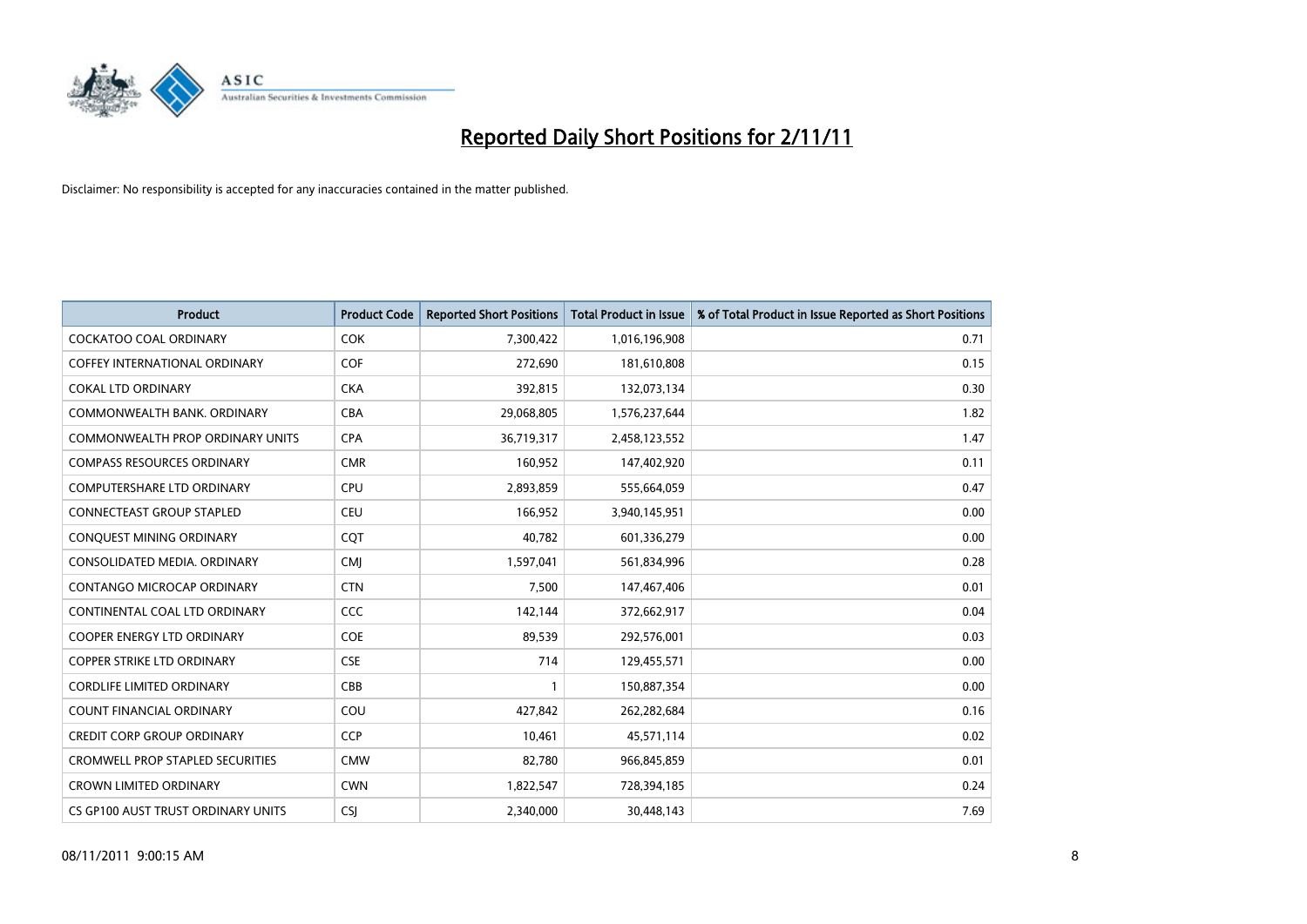# Reported Daily Short Positions for 2/11/11

Disclaimer: No responsibility is accepted for any inaccuracies contained in the matter published.

| Product | Product Code | Reported Short Positions | Total Product in Issue | % of Total Product in Issue Reported as Short Positions |
|---|---|---|---|---|
| COCKATOO COAL ORDINARY | COK | 7,300,422 | 1,016,196,908 | 0.71 |
| COFFEY INTERNATIONAL ORDINARY | COF | 272,690 | 181,610,808 | 0.15 |
| COKAL LTD ORDINARY | CKA | 392,815 | 132,073,134 | 0.30 |
| COMMONWEALTH BANK. ORDINARY | CBA | 29,068,805 | 1,576,237,644 | 1.82 |
| COMMONWEALTH PROP ORDINARY UNITS | CPA | 36,719,317 | 2,458,123,552 | 1.47 |
| COMPASS RESOURCES ORDINARY | CMR | 160,952 | 147,402,920 | 0.11 |
| COMPUTERSHARE LTD ORDINARY | CPU | 2,893,859 | 555,664,059 | 0.47 |
| CONNECTEAST GROUP STAPLED | CEU | 166,952 | 3,940,145,951 | 0.00 |
| CONQUEST MINING ORDINARY | CQT | 40,782 | 601,336,279 | 0.00 |
| CONSOLIDATED MEDIA. ORDINARY | CMJ | 1,597,041 | 561,834,996 | 0.28 |
| CONTANGO MICROCAP ORDINARY | CTN | 7,500 | 147,467,406 | 0.01 |
| CONTINENTAL COAL LTD ORDINARY | CCC | 142,144 | 372,662,917 | 0.04 |
| COOPER ENERGY LTD ORDINARY | COE | 89,539 | 292,576,001 | 0.03 |
| COPPER STRIKE LTD ORDINARY | CSE | 714 | 129,455,571 | 0.00 |
| CORDLIFE LIMITED ORDINARY | CBB | 1 | 150,887,354 | 0.00 |
| COUNT FINANCIAL ORDINARY | COU | 427,842 | 262,282,684 | 0.16 |
| CREDIT CORP GROUP ORDINARY | CCP | 10,461 | 45,571,114 | 0.02 |
| CROMWELL PROP STAPLED SECURITIES | CMW | 82,780 | 966,845,859 | 0.01 |
| CROWN LIMITED ORDINARY | CWN | 1,822,547 | 728,394,185 | 0.24 |
| CS GP100 AUST TRUST ORDINARY UNITS | CSJ | 2,340,000 | 30,448,143 | 7.69 |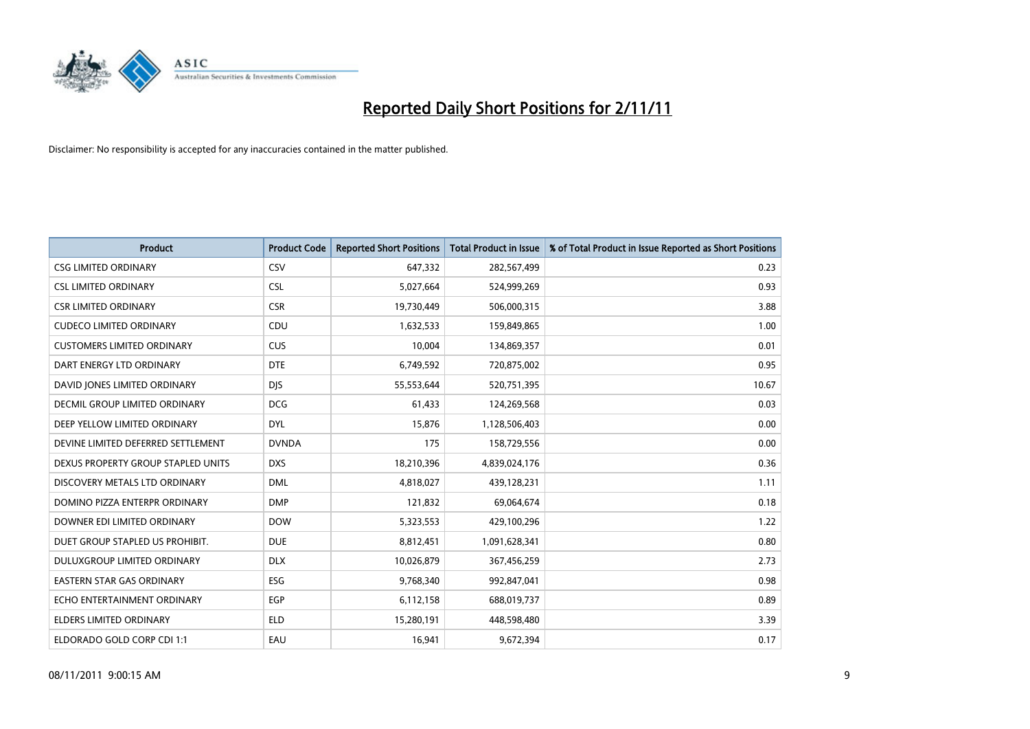# Reported Daily Short Positions for 2/11/11

Disclaimer: No responsibility is accepted for any inaccuracies contained in the matter published.

| Product | Product Code | Reported Short Positions | Total Product in Issue | % of Total Product in Issue Reported as Short Positions |
|---|---|---|---|---|
| CSG LIMITED ORDINARY | CSV | 647,332 | 282,567,499 | 0.23 |
| CSL LIMITED ORDINARY | CSL | 5,027,664 | 524,999,269 | 0.93 |
| CSR LIMITED ORDINARY | CSR | 19,730,449 | 506,000,315 | 3.88 |
| CUDECO LIMITED ORDINARY | CDU | 1,632,533 | 159,849,865 | 1.00 |
| CUSTOMERS LIMITED ORDINARY | CUS | 10,004 | 134,869,357 | 0.01 |
| DART ENERGY LTD ORDINARY | DTE | 6,749,592 | 720,875,002 | 0.95 |
| DAVID JONES LIMITED ORDINARY | DJS | 55,553,644 | 520,751,395 | 10.67 |
| DECMIL GROUP LIMITED ORDINARY | DCG | 61,433 | 124,269,568 | 0.03 |
| DEEP YELLOW LIMITED ORDINARY | DYL | 15,876 | 1,128,506,403 | 0.00 |
| DEVINE LIMITED DEFERRED SETTLEMENT | DVNDA | 175 | 158,729,556 | 0.00 |
| DEXUS PROPERTY GROUP STAPLED UNITS | DXS | 18,210,396 | 4,839,024,176 | 0.36 |
| DISCOVERY METALS LTD ORDINARY | DML | 4,818,027 | 439,128,231 | 1.11 |
| DOMINO PIZZA ENTERPR ORDINARY | DMP | 121,832 | 69,064,674 | 0.18 |
| DOWNER EDI LIMITED ORDINARY | DOW | 5,323,553 | 429,100,296 | 1.22 |
| DUET GROUP STAPLED US PROHIBIT. | DUE | 8,812,451 | 1,091,628,341 | 0.80 |
| DULUXGROUP LIMITED ORDINARY | DLX | 10,026,879 | 367,456,259 | 2.73 |
| EASTERN STAR GAS ORDINARY | ESG | 9,768,340 | 992,847,041 | 0.98 |
| ECHO ENTERTAINMENT ORDINARY | EGP | 6,112,158 | 688,019,737 | 0.89 |
| ELDERS LIMITED ORDINARY | ELD | 15,280,191 | 448,598,480 | 3.39 |
| ELDORADO GOLD CORP CDI 1:1 | EAU | 16,941 | 9,672,394 | 0.17 |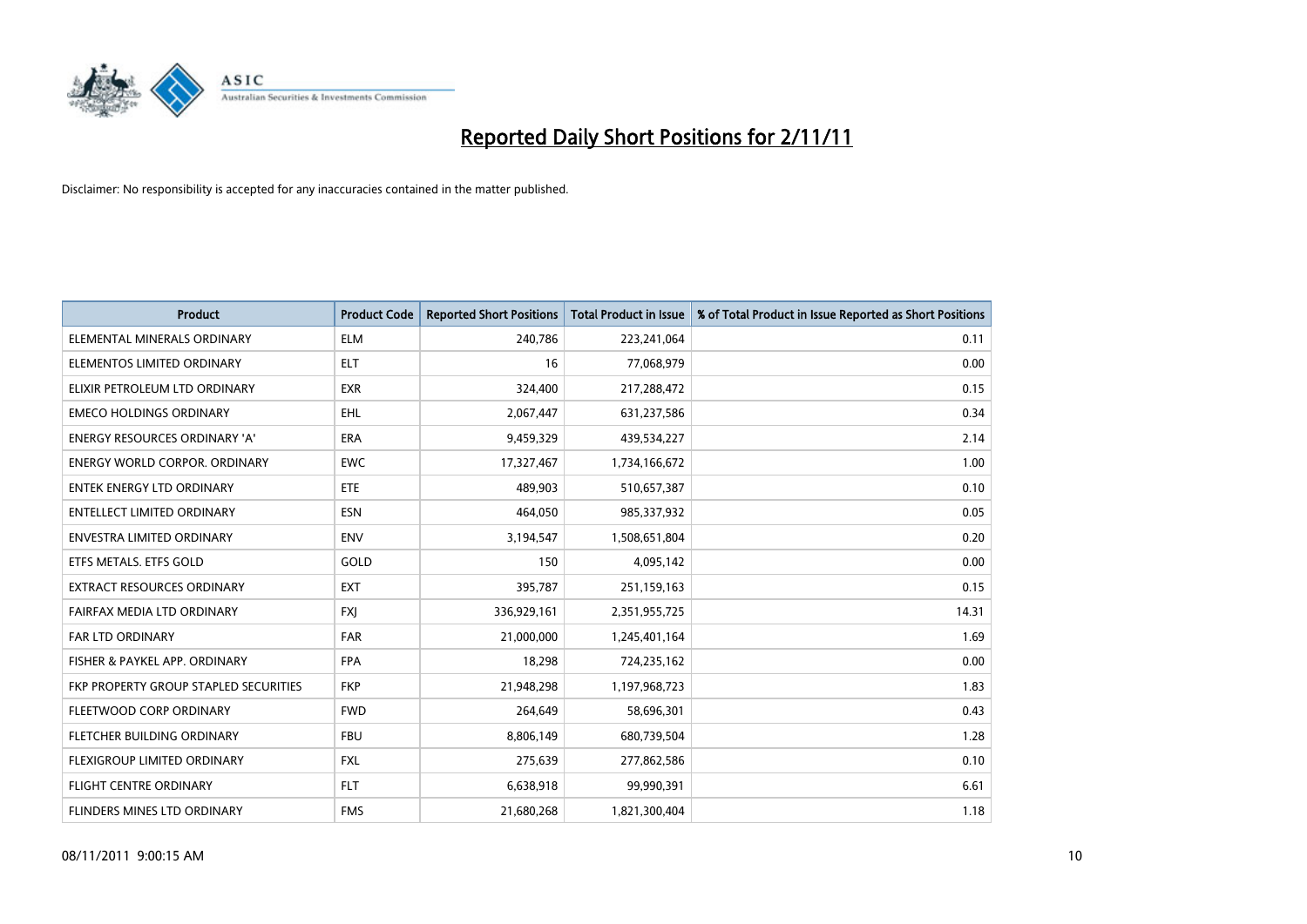# Reported Daily Short Positions for 2/11/11

Disclaimer: No responsibility is accepted for any inaccuracies contained in the matter published.

| Product | Product Code | Reported Short Positions | Total Product in Issue | % of Total Product in Issue Reported as Short Positions |
|---|---|---|---|---|
| ELEMENTAL MINERALS ORDINARY | ELM | 240,786 | 223,241,064 | 0.11 |
| ELEMENTOS LIMITED ORDINARY | ELT | 16 | 77,068,979 | 0.00 |
| ELIXIR PETROLEUM LTD ORDINARY | EXR | 324,400 | 217,288,472 | 0.15 |
| EMECO HOLDINGS ORDINARY | EHL | 2,067,447 | 631,237,586 | 0.34 |
| ENERGY RESOURCES ORDINARY 'A' | ERA | 9,459,329 | 439,534,227 | 2.14 |
| ENERGY WORLD CORPOR. ORDINARY | EWC | 17,327,467 | 1,734,166,672 | 1.00 |
| ENTEK ENERGY LTD ORDINARY | ETE | 489,903 | 510,657,387 | 0.10 |
| ENTELLECT LIMITED ORDINARY | ESN | 464,050 | 985,337,932 | 0.05 |
| ENVESTRA LIMITED ORDINARY | ENV | 3,194,547 | 1,508,651,804 | 0.20 |
| ETFS METALS. ETFS GOLD | GOLD | 150 | 4,095,142 | 0.00 |
| EXTRACT RESOURCES ORDINARY | EXT | 395,787 | 251,159,163 | 0.15 |
| FAIRFAX MEDIA LTD ORDINARY | FXJ | 336,929,161 | 2,351,955,725 | 14.31 |
| FAR LTD ORDINARY | FAR | 21,000,000 | 1,245,401,164 | 1.69 |
| FISHER & PAYKEL APP. ORDINARY | FPA | 18,298 | 724,235,162 | 0.00 |
| FKP PROPERTY GROUP STAPLED SECURITIES | FKP | 21,948,298 | 1,197,968,723 | 1.83 |
| FLEETWOOD CORP ORDINARY | FWD | 264,649 | 58,696,301 | 0.43 |
| FLETCHER BUILDING ORDINARY | FBU | 8,806,149 | 680,739,504 | 1.28 |
| FLEXIGROUP LIMITED ORDINARY | FXL | 275,639 | 277,862,586 | 0.10 |
| FLIGHT CENTRE ORDINARY | FLT | 6,638,918 | 99,990,391 | 6.61 |
| FLINDERS MINES LTD ORDINARY | FMS | 21,680,268 | 1,821,300,404 | 1.18 |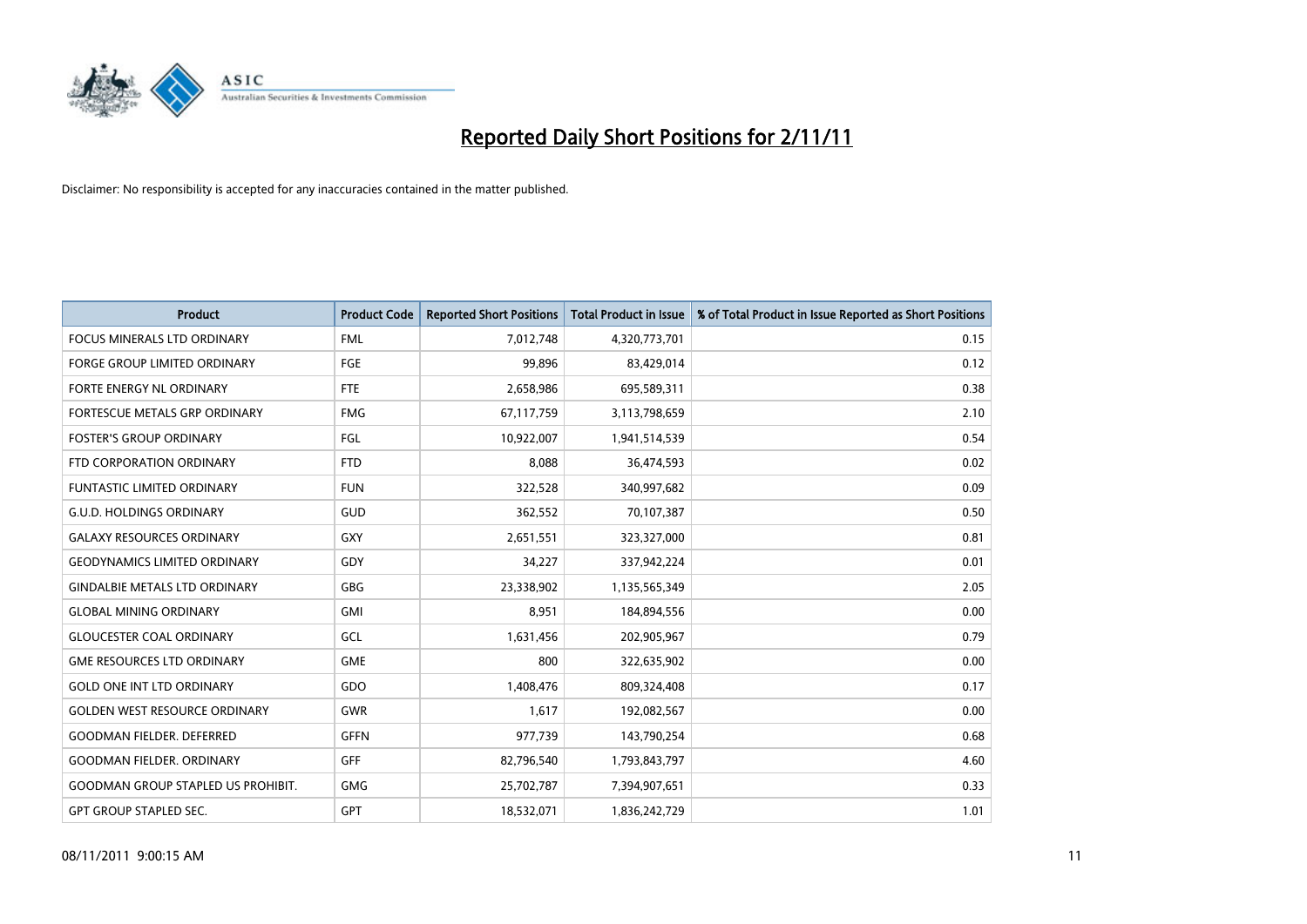# Reported Daily Short Positions for 2/11/11

Disclaimer: No responsibility is accepted for any inaccuracies contained in the matter published.

| Product | Product Code | Reported Short Positions | Total Product in Issue | % of Total Product in Issue Reported as Short Positions |
|---|---|---|---|---|
| FOCUS MINERALS LTD ORDINARY | FML | 7,012,748 | 4,320,773,701 | 0.15 |
| FORGE GROUP LIMITED ORDINARY | FGE | 99,896 | 83,429,014 | 0.12 |
| FORTE ENERGY NL ORDINARY | FTE | 2,658,986 | 695,589,311 | 0.38 |
| FORTESCUE METALS GRP ORDINARY | FMG | 67,117,759 | 3,113,798,659 | 2.10 |
| FOSTER'S GROUP ORDINARY | FGL | 10,922,007 | 1,941,514,539 | 0.54 |
| FTD CORPORATION ORDINARY | FTD | 8,088 | 36,474,593 | 0.02 |
| FUNTASTIC LIMITED ORDINARY | FUN | 322,528 | 340,997,682 | 0.09 |
| G.U.D. HOLDINGS ORDINARY | GUD | 362,552 | 70,107,387 | 0.50 |
| GALAXY RESOURCES ORDINARY | GXY | 2,651,551 | 323,327,000 | 0.81 |
| GEODYNAMICS LIMITED ORDINARY | GDY | 34,227 | 337,942,224 | 0.01 |
| GINDALBIE METALS LTD ORDINARY | GBG | 23,338,902 | 1,135,565,349 | 2.05 |
| GLOBAL MINING ORDINARY | GMI | 8,951 | 184,894,556 | 0.00 |
| GLOUCESTER COAL ORDINARY | GCL | 1,631,456 | 202,905,967 | 0.79 |
| GME RESOURCES LTD ORDINARY | GME | 800 | 322,635,902 | 0.00 |
| GOLD ONE INT LTD ORDINARY | GDO | 1,408,476 | 809,324,408 | 0.17 |
| GOLDEN WEST RESOURCE ORDINARY | GWR | 1,617 | 192,082,567 | 0.00 |
| GOODMAN FIELDER. DEFERRED | GFFN | 977,739 | 143,790,254 | 0.68 |
| GOODMAN FIELDER. ORDINARY | GFF | 82,796,540 | 1,793,843,797 | 4.60 |
| GOODMAN GROUP STAPLED US PROHIBIT. | GMG | 25,702,787 | 7,394,907,651 | 0.33 |
| GPT GROUP STAPLED SEC. | GPT | 18,532,071 | 1,836,242,729 | 1.01 |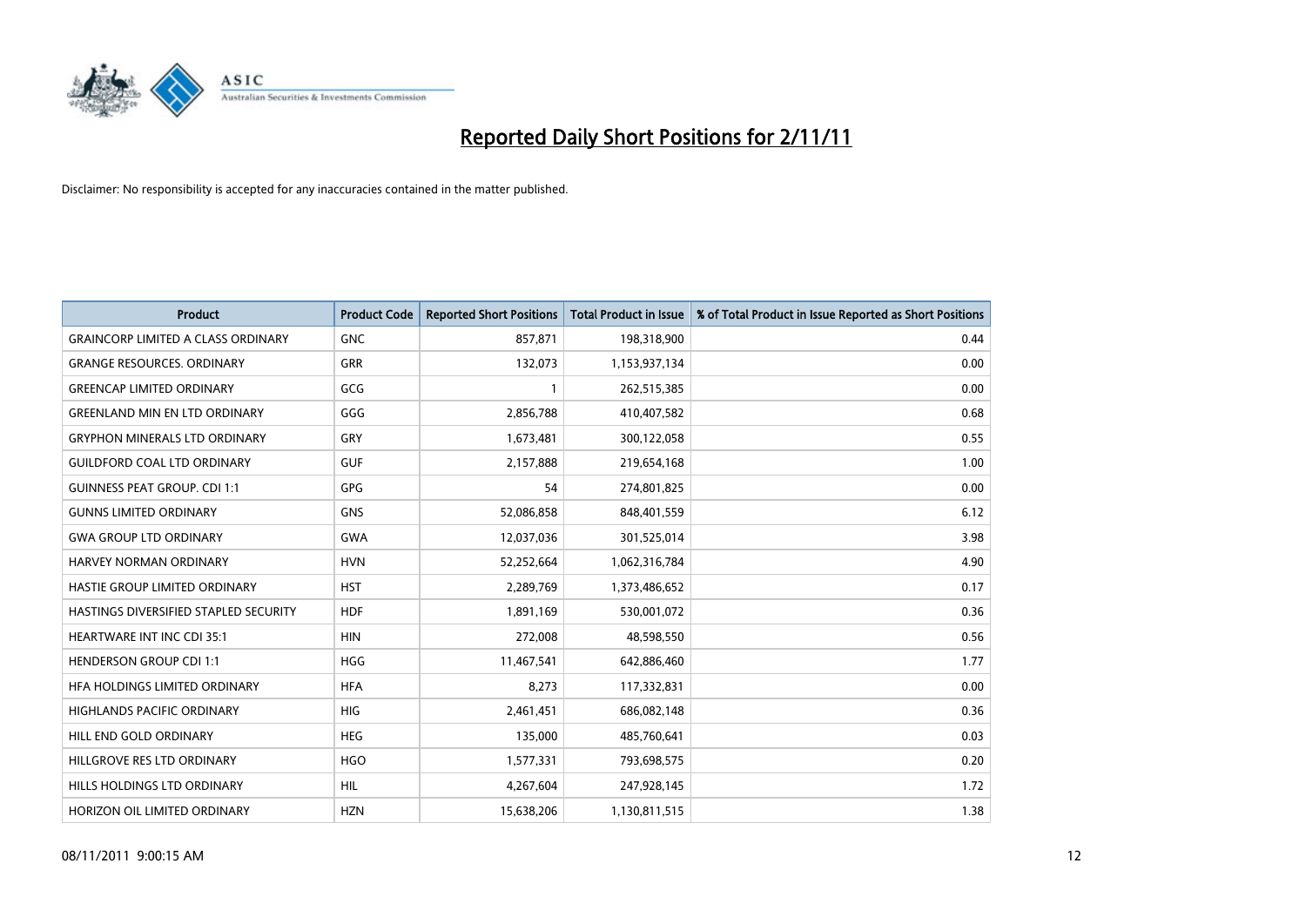# Reported Daily Short Positions for 2/11/11

Disclaimer: No responsibility is accepted for any inaccuracies contained in the matter published.

| Product | Product Code | Reported Short Positions | Total Product in Issue | % of Total Product in Issue Reported as Short Positions |
|---|---|---|---|---|
| GRAINCORP LIMITED A CLASS ORDINARY | GNC | 857,871 | 198,318,900 | 0.44 |
| GRANGE RESOURCES. ORDINARY | GRR | 132,073 | 1,153,937,134 | 0.00 |
| GREENCAP LIMITED ORDINARY | GCG | 1 | 262,515,385 | 0.00 |
| GREENLAND MIN EN LTD ORDINARY | GGG | 2,856,788 | 410,407,582 | 0.68 |
| GRYPHON MINERALS LTD ORDINARY | GRY | 1,673,481 | 300,122,058 | 0.55 |
| GUILDFORD COAL LTD ORDINARY | GUF | 2,157,888 | 219,654,168 | 1.00 |
| GUINNESS PEAT GROUP. CDI 1:1 | GPG | 54 | 274,801,825 | 0.00 |
| GUNNS LIMITED ORDINARY | GNS | 52,086,858 | 848,401,559 | 6.12 |
| GWA GROUP LTD ORDINARY | GWA | 12,037,036 | 301,525,014 | 3.98 |
| HARVEY NORMAN ORDINARY | HVN | 52,252,664 | 1,062,316,784 | 4.90 |
| HASTIE GROUP LIMITED ORDINARY | HST | 2,289,769 | 1,373,486,652 | 0.17 |
| HASTINGS DIVERSIFIED STAPLED SECURITY | HDF | 1,891,169 | 530,001,072 | 0.36 |
| HEARTWARE INT INC CDI 35:1 | HIN | 272,008 | 48,598,550 | 0.56 |
| HENDERSON GROUP CDI 1:1 | HGG | 11,467,541 | 642,886,460 | 1.77 |
| HFA HOLDINGS LIMITED ORDINARY | HFA | 8,273 | 117,332,831 | 0.00 |
| HIGHLANDS PACIFIC ORDINARY | HIG | 2,461,451 | 686,082,148 | 0.36 |
| HILL END GOLD ORDINARY | HEG | 135,000 | 485,760,641 | 0.03 |
| HILLGROVE RES LTD ORDINARY | HGO | 1,577,331 | 793,698,575 | 0.20 |
| HILLS HOLDINGS LTD ORDINARY | HIL | 4,267,604 | 247,928,145 | 1.72 |
| HORIZON OIL LIMITED ORDINARY | HZN | 15,638,206 | 1,130,811,515 | 1.38 |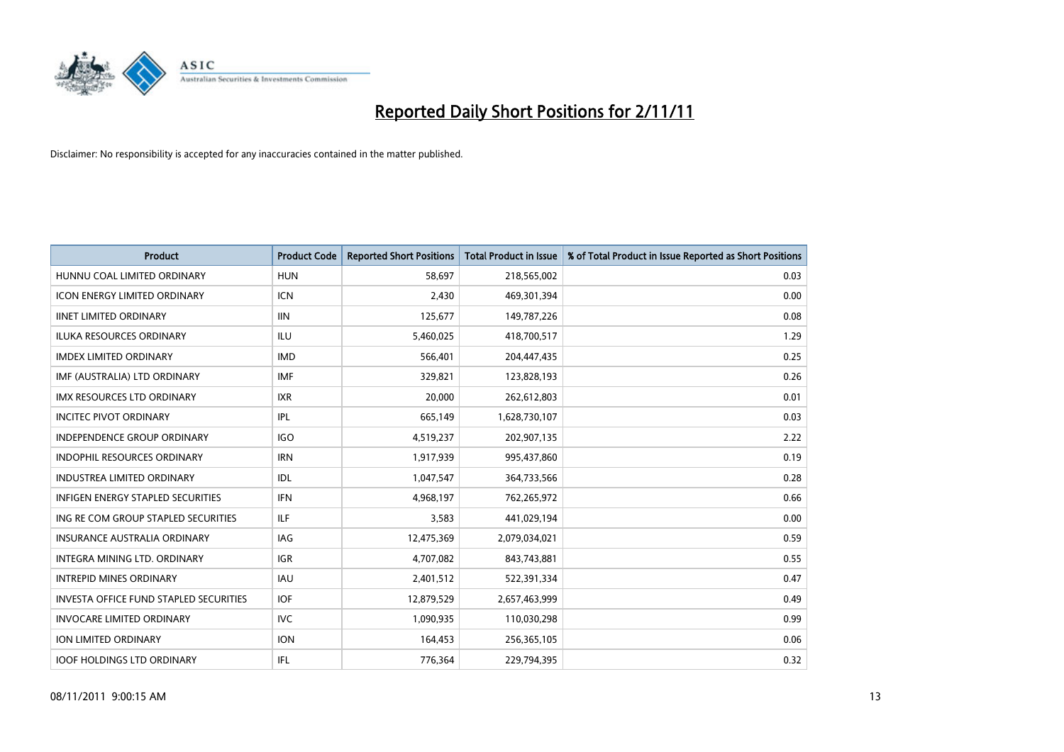# Reported Daily Short Positions for 2/11/11

Disclaimer: No responsibility is accepted for any inaccuracies contained in the matter published.

| Product | Product Code | Reported Short Positions | Total Product in Issue | % of Total Product in Issue Reported as Short Positions |
|---|---|---|---|---|
| HUNNU COAL LIMITED ORDINARY | HUN | 58,697 | 218,565,002 | 0.03 |
| ICON ENERGY LIMITED ORDINARY | ICN | 2,430 | 469,301,394 | 0.00 |
| IINET LIMITED ORDINARY | IIN | 125,677 | 149,787,226 | 0.08 |
| ILUKA RESOURCES ORDINARY | ILU | 5,460,025 | 418,700,517 | 1.29 |
| IMDEX LIMITED ORDINARY | IMD | 566,401 | 204,447,435 | 0.25 |
| IMF (AUSTRALIA) LTD ORDINARY | IMF | 329,821 | 123,828,193 | 0.26 |
| IMX RESOURCES LTD ORDINARY | IXR | 20,000 | 262,612,803 | 0.01 |
| INCITEC PIVOT ORDINARY | IPL | 665,149 | 1,628,730,107 | 0.03 |
| INDEPENDENCE GROUP ORDINARY | IGO | 4,519,237 | 202,907,135 | 2.22 |
| INDOPHIL RESOURCES ORDINARY | IRN | 1,917,939 | 995,437,860 | 0.19 |
| INDUSTREA LIMITED ORDINARY | IDL | 1,047,547 | 364,733,566 | 0.28 |
| INFIGEN ENERGY STAPLED SECURITIES | IFN | 4,968,197 | 762,265,972 | 0.66 |
| ING RE COM GROUP STAPLED SECURITIES | ILF | 3,583 | 441,029,194 | 0.00 |
| INSURANCE AUSTRALIA ORDINARY | IAG | 12,475,369 | 2,079,034,021 | 0.59 |
| INTEGRA MINING LTD. ORDINARY | IGR | 4,707,082 | 843,743,881 | 0.55 |
| INTREPID MINES ORDINARY | IAU | 2,401,512 | 522,391,334 | 0.47 |
| INVESTA OFFICE FUND STAPLED SECURITIES | IOF | 12,879,529 | 2,657,463,999 | 0.49 |
| INVOCARE LIMITED ORDINARY | IVC | 1,090,935 | 110,030,298 | 0.99 |
| ION LIMITED ORDINARY | ION | 164,453 | 256,365,105 | 0.06 |
| IOOF HOLDINGS LTD ORDINARY | IFL | 776,364 | 229,794,395 | 0.32 |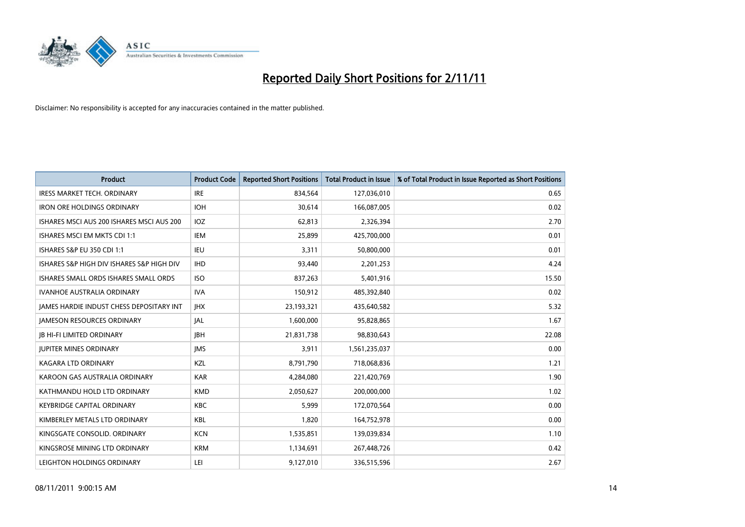# Reported Daily Short Positions for 2/11/11

Disclaimer: No responsibility is accepted for any inaccuracies contained in the matter published.

| Product | Product Code | Reported Short Positions | Total Product in Issue | % of Total Product in Issue Reported as Short Positions |
|---|---|---|---|---|
| IRESS MARKET TECH. ORDINARY | IRE | 834,564 | 127,036,010 | 0.65 |
| IRON ORE HOLDINGS ORDINARY | IOH | 30,614 | 166,087,005 | 0.02 |
| ISHARES MSCI AUS 200 ISHARES MSCI AUS 200 | IOZ | 62,813 | 2,326,394 | 2.70 |
| ISHARES MSCI EM MKTS CDI 1:1 | IEM | 25,899 | 425,700,000 | 0.01 |
| ISHARES S&P EU 350 CDI 1:1 | IEU | 3,311 | 50,800,000 | 0.01 |
| ISHARES S&P HIGH DIV ISHARES S&P HIGH DIV | IHD | 93,440 | 2,201,253 | 4.24 |
| ISHARES SMALL ORDS ISHARES SMALL ORDS | ISO | 837,263 | 5,401,916 | 15.50 |
| IVANHOE AUSTRALIA ORDINARY | IVA | 150,912 | 485,392,840 | 0.02 |
| JAMES HARDIE INDUST CHESS DEPOSITARY INT | JHX | 23,193,321 | 435,640,582 | 5.32 |
| JAMESON RESOURCES ORDINARY | JAL | 1,600,000 | 95,828,865 | 1.67 |
| JB HI-FI LIMITED ORDINARY | JBH | 21,831,738 | 98,830,643 | 22.08 |
| JUPITER MINES ORDINARY | JMS | 3,911 | 1,561,235,037 | 0.00 |
| KAGARA LTD ORDINARY | KZL | 8,791,790 | 718,068,836 | 1.21 |
| KAROON GAS AUSTRALIA ORDINARY | KAR | 4,284,080 | 221,420,769 | 1.90 |
| KATHMANDU HOLD LTD ORDINARY | KMD | 2,050,627 | 200,000,000 | 1.02 |
| KEYBRIDGE CAPITAL ORDINARY | KBC | 5,999 | 172,070,564 | 0.00 |
| KIMBERLEY METALS LTD ORDINARY | KBL | 1,820 | 164,752,978 | 0.00 |
| KINGSGATE CONSOLID. ORDINARY | KCN | 1,535,851 | 139,039,834 | 1.10 |
| KINGSROSE MINING LTD ORDINARY | KRM | 1,134,691 | 267,448,726 | 0.42 |
| LEIGHTON HOLDINGS ORDINARY | LEI | 9,127,010 | 336,515,596 | 2.67 |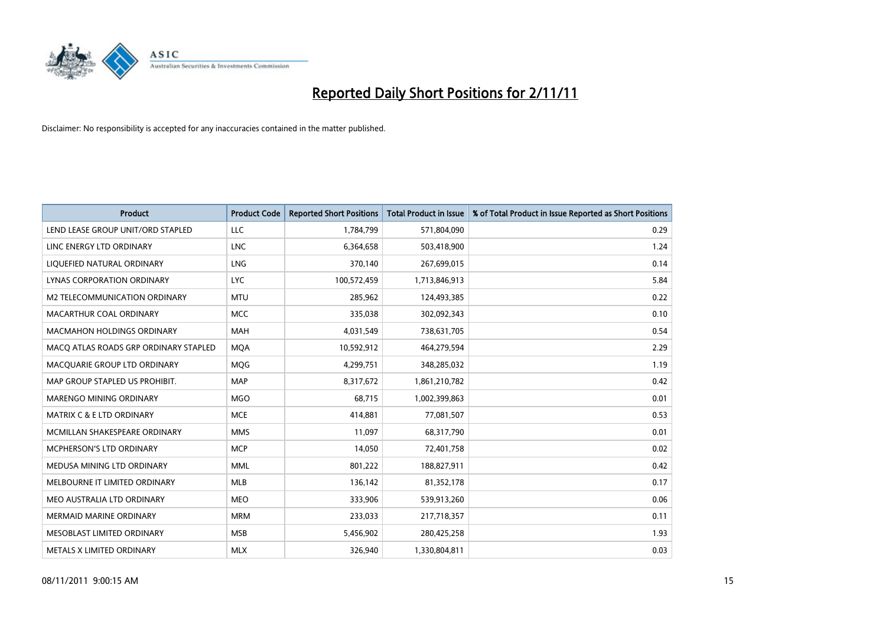# Reported Daily Short Positions for 2/11/11

Disclaimer: No responsibility is accepted for any inaccuracies contained in the matter published.

| Product | Product Code | Reported Short Positions | Total Product in Issue | % of Total Product in Issue Reported as Short Positions |
|---|---|---|---|---|
| LEND LEASE GROUP UNIT/ORD STAPLED | LLC | 1,784,799 | 571,804,090 | 0.29 |
| LINC ENERGY LTD ORDINARY | LNC | 6,364,658 | 503,418,900 | 1.24 |
| LIQUEFIED NATURAL ORDINARY | LNG | 370,140 | 267,699,015 | 0.14 |
| LYNAS CORPORATION ORDINARY | LYC | 100,572,459 | 1,713,846,913 | 5.84 |
| M2 TELECOMMUNICATION ORDINARY | MTU | 285,962 | 124,493,385 | 0.22 |
| MACARTHUR COAL ORDINARY | MCC | 335,038 | 302,092,343 | 0.10 |
| MACMAHON HOLDINGS ORDINARY | MAH | 4,031,549 | 738,631,705 | 0.54 |
| MACQ ATLAS ROADS GRP ORDINARY STAPLED | MQA | 10,592,912 | 464,279,594 | 2.29 |
| MACQUARIE GROUP LTD ORDINARY | MQG | 4,299,751 | 348,285,032 | 1.19 |
| MAP GROUP STAPLED US PROHIBIT. | MAP | 8,317,672 | 1,861,210,782 | 0.42 |
| MARENGO MINING ORDINARY | MGO | 68,715 | 1,002,399,863 | 0.01 |
| MATRIX C & E LTD ORDINARY | MCE | 414,881 | 77,081,507 | 0.53 |
| MCMILLAN SHAKESPEARE ORDINARY | MMS | 11,097 | 68,317,790 | 0.01 |
| MCPHERSON'S LTD ORDINARY | MCP | 14,050 | 72,401,758 | 0.02 |
| MEDUSA MINING LTD ORDINARY | MML | 801,222 | 188,827,911 | 0.42 |
| MELBOURNE IT LIMITED ORDINARY | MLB | 136,142 | 81,352,178 | 0.17 |
| MEO AUSTRALIA LTD ORDINARY | MEO | 333,906 | 539,913,260 | 0.06 |
| MERMAID MARINE ORDINARY | MRM | 233,033 | 217,718,357 | 0.11 |
| MESOBLAST LIMITED ORDINARY | MSB | 5,456,902 | 280,425,258 | 1.93 |
| METALS X LIMITED ORDINARY | MLX | 326,940 | 1,330,804,811 | 0.03 |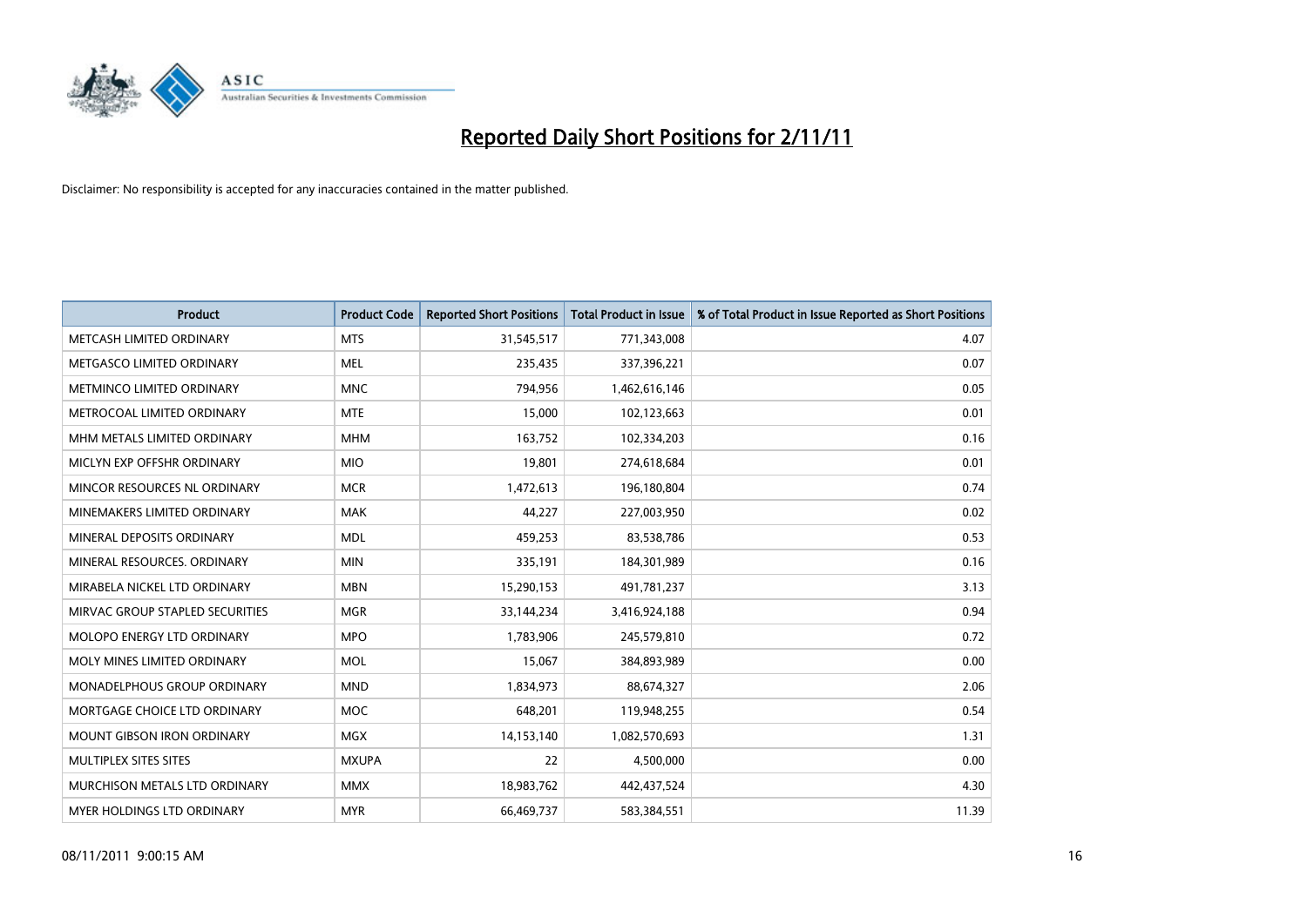# Reported Daily Short Positions for 2/11/11

Disclaimer: No responsibility is accepted for any inaccuracies contained in the matter published.

| Product | Product Code | Reported Short Positions | Total Product in Issue | % of Total Product in Issue Reported as Short Positions |
|---|---|---|---|---|
| METCASH LIMITED ORDINARY | MTS | 31,545,517 | 771,343,008 | 4.07 |
| METGASCO LIMITED ORDINARY | MEL | 235,435 | 337,396,221 | 0.07 |
| METMINCO LIMITED ORDINARY | MNC | 794,956 | 1,462,616,146 | 0.05 |
| METROCOAL LIMITED ORDINARY | MTE | 15,000 | 102,123,663 | 0.01 |
| MHM METALS LIMITED ORDINARY | MHM | 163,752 | 102,334,203 | 0.16 |
| MICLYN EXP OFFSHR ORDINARY | MIO | 19,801 | 274,618,684 | 0.01 |
| MINCOR RESOURCES NL ORDINARY | MCR | 1,472,613 | 196,180,804 | 0.74 |
| MINEMAKERS LIMITED ORDINARY | MAK | 44,227 | 227,003,950 | 0.02 |
| MINERAL DEPOSITS ORDINARY | MDL | 459,253 | 83,538,786 | 0.53 |
| MINERAL RESOURCES. ORDINARY | MIN | 335,191 | 184,301,989 | 0.16 |
| MIRABELA NICKEL LTD ORDINARY | MBN | 15,290,153 | 491,781,237 | 3.13 |
| MIRVAC GROUP STAPLED SECURITIES | MGR | 33,144,234 | 3,416,924,188 | 0.94 |
| MOLOPO ENERGY LTD ORDINARY | MPO | 1,783,906 | 245,579,810 | 0.72 |
| MOLY MINES LIMITED ORDINARY | MOL | 15,067 | 384,893,989 | 0.00 |
| MONADELPHOUS GROUP ORDINARY | MND | 1,834,973 | 88,674,327 | 2.06 |
| MORTGAGE CHOICE LTD ORDINARY | MOC | 648,201 | 119,948,255 | 0.54 |
| MOUNT GIBSON IRON ORDINARY | MGX | 14,153,140 | 1,082,570,693 | 1.31 |
| MULTIPLEX SITES SITES | MXUPA | 22 | 4,500,000 | 0.00 |
| MURCHISON METALS LTD ORDINARY | MMX | 18,983,762 | 442,437,524 | 4.30 |
| MYER HOLDINGS LTD ORDINARY | MYR | 66,469,737 | 583,384,551 | 11.39 |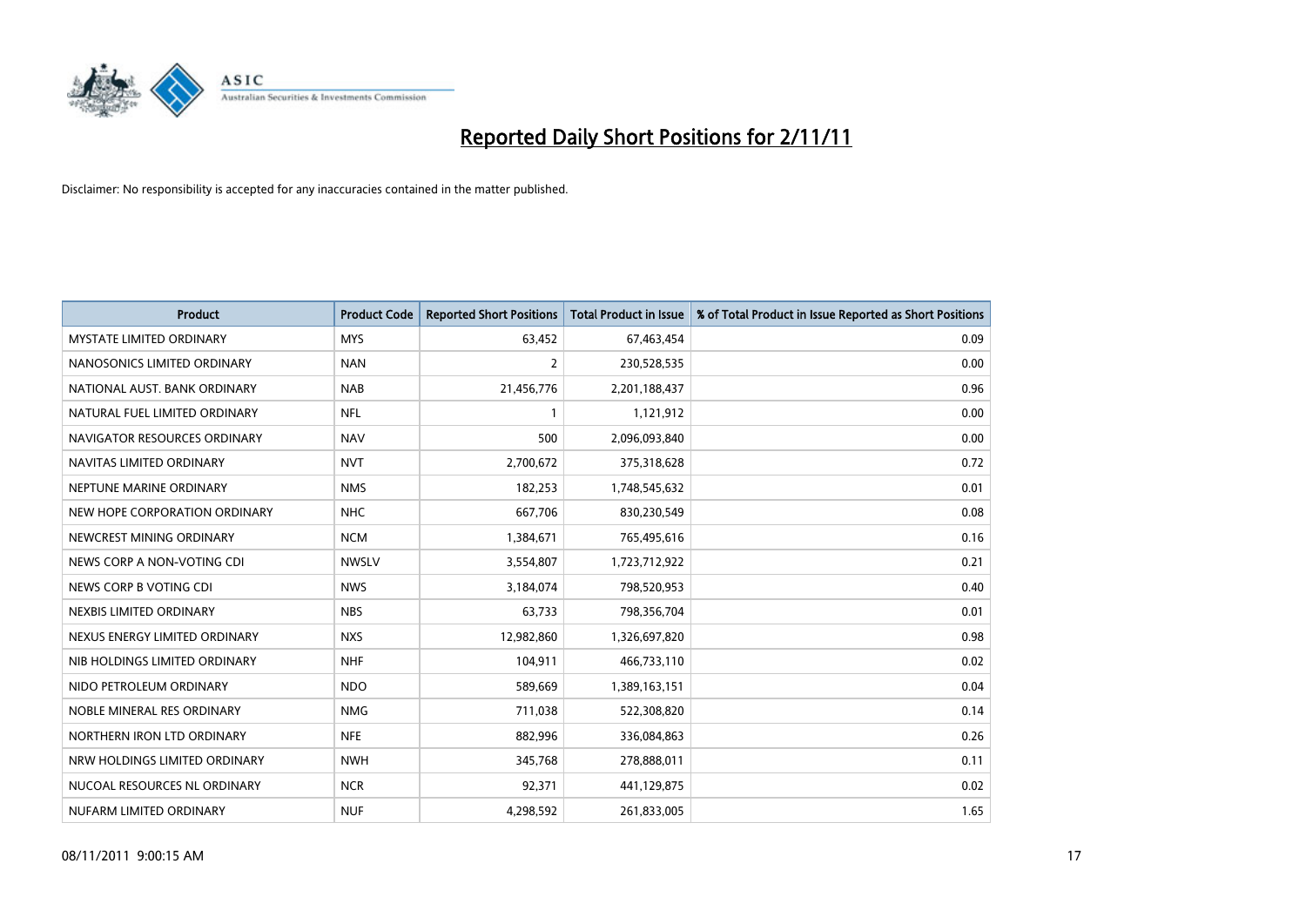# Reported Daily Short Positions for 2/11/11

Disclaimer: No responsibility is accepted for any inaccuracies contained in the matter published.

| Product | Product Code | Reported Short Positions | Total Product in Issue | % of Total Product in Issue Reported as Short Positions |
|---|---|---|---|---|
| MYSTATE LIMITED ORDINARY | MYS | 63,452 | 67,463,454 | 0.09 |
| NANOSONICS LIMITED ORDINARY | NAN | 2 | 230,528,535 | 0.00 |
| NATIONAL AUST. BANK ORDINARY | NAB | 21,456,776 | 2,201,188,437 | 0.96 |
| NATURAL FUEL LIMITED ORDINARY | NFL | 1 | 1,121,912 | 0.00 |
| NAVIGATOR RESOURCES ORDINARY | NAV | 500 | 2,096,093,840 | 0.00 |
| NAVITAS LIMITED ORDINARY | NVT | 2,700,672 | 375,318,628 | 0.72 |
| NEPTUNE MARINE ORDINARY | NMS | 182,253 | 1,748,545,632 | 0.01 |
| NEW HOPE CORPORATION ORDINARY | NHC | 667,706 | 830,230,549 | 0.08 |
| NEWCREST MINING ORDINARY | NCM | 1,384,671 | 765,495,616 | 0.16 |
| NEWS CORP A NON-VOTING CDI | NWSLV | 3,554,807 | 1,723,712,922 | 0.21 |
| NEWS CORP B VOTING CDI | NWS | 3,184,074 | 798,520,953 | 0.40 |
| NEXBIS LIMITED ORDINARY | NBS | 63,733 | 798,356,704 | 0.01 |
| NEXUS ENERGY LIMITED ORDINARY | NXS | 12,982,860 | 1,326,697,820 | 0.98 |
| NIB HOLDINGS LIMITED ORDINARY | NHF | 104,911 | 466,733,110 | 0.02 |
| NIDO PETROLEUM ORDINARY | NDO | 589,669 | 1,389,163,151 | 0.04 |
| NOBLE MINERAL RES ORDINARY | NMG | 711,038 | 522,308,820 | 0.14 |
| NORTHERN IRON LTD ORDINARY | NFE | 882,996 | 336,084,863 | 0.26 |
| NRW HOLDINGS LIMITED ORDINARY | NWH | 345,768 | 278,888,011 | 0.11 |
| NUCOAL RESOURCES NL ORDINARY | NCR | 92,371 | 441,129,875 | 0.02 |
| NUFARM LIMITED ORDINARY | NUF | 4,298,592 | 261,833,005 | 1.65 |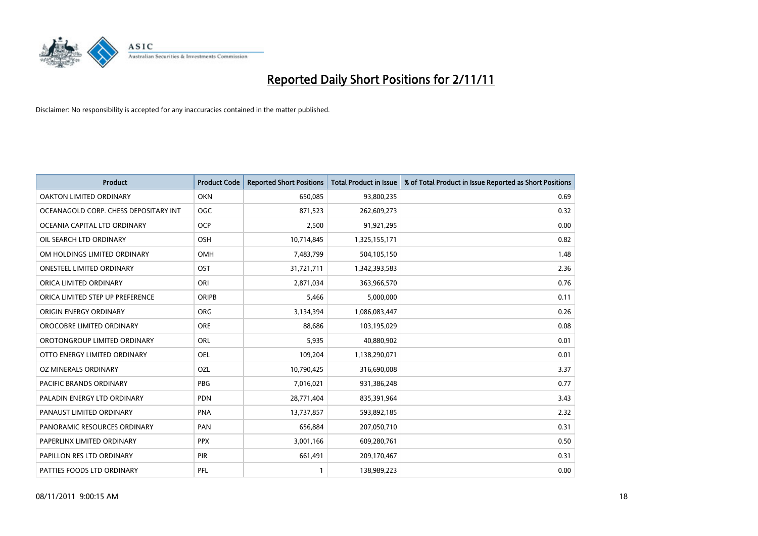# Reported Daily Short Positions for 2/11/11

Disclaimer: No responsibility is accepted for any inaccuracies contained in the matter published.

| Product | Product Code | Reported Short Positions | Total Product in Issue | % of Total Product in Issue Reported as Short Positions |
|---|---|---|---|---|
| OAKTON LIMITED ORDINARY | OKN | 650,085 | 93,800,235 | 0.69 |
| OCEANAGOLD CORP. CHESS DEPOSITARY INT | OGC | 871,523 | 262,609,273 | 0.32 |
| OCEANIA CAPITAL LTD ORDINARY | OCP | 2,500 | 91,921,295 | 0.00 |
| OIL SEARCH LTD ORDINARY | OSH | 10,714,845 | 1,325,155,171 | 0.82 |
| OM HOLDINGS LIMITED ORDINARY | OMH | 7,483,799 | 504,105,150 | 1.48 |
| ONESTEEL LIMITED ORDINARY | OST | 31,721,711 | 1,342,393,583 | 2.36 |
| ORICA LIMITED ORDINARY | ORI | 2,871,034 | 363,966,570 | 0.76 |
| ORICA LIMITED STEP UP PREFERENCE | ORIPB | 5,466 | 5,000,000 | 0.11 |
| ORIGIN ENERGY ORDINARY | ORG | 3,134,394 | 1,086,083,447 | 0.26 |
| OROCOBRE LIMITED ORDINARY | ORE | 88,686 | 103,195,029 | 0.08 |
| OROTONGROUP LIMITED ORDINARY | ORL | 5,935 | 40,880,902 | 0.01 |
| OTTO ENERGY LIMITED ORDINARY | OEL | 109,204 | 1,138,290,071 | 0.01 |
| OZ MINERALS ORDINARY | OZL | 10,790,425 | 316,690,008 | 3.37 |
| PACIFIC BRANDS ORDINARY | PBG | 7,016,021 | 931,386,248 | 0.77 |
| PALADIN ENERGY LTD ORDINARY | PDN | 28,771,404 | 835,391,964 | 3.43 |
| PANAUST LIMITED ORDINARY | PNA | 13,737,857 | 593,892,185 | 2.32 |
| PANORAMIC RESOURCES ORDINARY | PAN | 656,884 | 207,050,710 | 0.31 |
| PAPERLINX LIMITED ORDINARY | PPX | 3,001,166 | 609,280,761 | 0.50 |
| PAPILLON RES LTD ORDINARY | PIR | 661,491 | 209,170,467 | 0.31 |
| PATTIES FOODS LTD ORDINARY | PFL | 1 | 138,989,223 | 0.00 |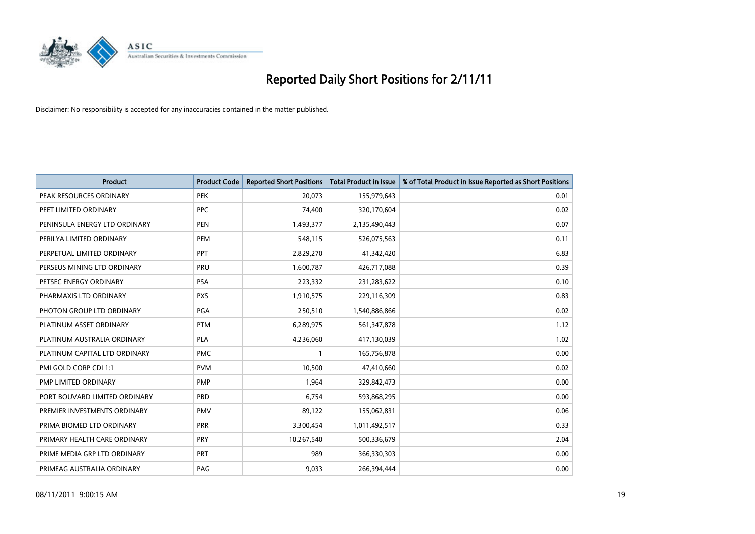# Reported Daily Short Positions for 2/11/11

Disclaimer: No responsibility is accepted for any inaccuracies contained in the matter published.

| Product | Product Code | Reported Short Positions | Total Product in Issue | % of Total Product in Issue Reported as Short Positions |
|---|---|---|---|---|
| PEAK RESOURCES ORDINARY | PEK | 20,073 | 155,979,643 | 0.01 |
| PEET LIMITED ORDINARY | PPC | 74,400 | 320,170,604 | 0.02 |
| PENINSULA ENERGY LTD ORDINARY | PEN | 1,493,377 | 2,135,490,443 | 0.07 |
| PERILYA LIMITED ORDINARY | PEM | 548,115 | 526,075,563 | 0.11 |
| PERPETUAL LIMITED ORDINARY | PPT | 2,829,270 | 41,342,420 | 6.83 |
| PERSEUS MINING LTD ORDINARY | PRU | 1,600,787 | 426,717,088 | 0.39 |
| PETSEC ENERGY ORDINARY | PSA | 223,332 | 231,283,622 | 0.10 |
| PHARMAXIS LTD ORDINARY | PXS | 1,910,575 | 229,116,309 | 0.83 |
| PHOTON GROUP LTD ORDINARY | PGA | 250,510 | 1,540,886,866 | 0.02 |
| PLATINUM ASSET ORDINARY | PTM | 6,289,975 | 561,347,878 | 1.12 |
| PLATINUM AUSTRALIA ORDINARY | PLA | 4,236,060 | 417,130,039 | 1.02 |
| PLATINUM CAPITAL LTD ORDINARY | PMC | 1 | 165,756,878 | 0.00 |
| PMI GOLD CORP CDI 1:1 | PVM | 10,500 | 47,410,660 | 0.02 |
| PMP LIMITED ORDINARY | PMP | 1,964 | 329,842,473 | 0.00 |
| PORT BOUVARD LIMITED ORDINARY | PBD | 6,754 | 593,868,295 | 0.00 |
| PREMIER INVESTMENTS ORDINARY | PMV | 89,122 | 155,062,831 | 0.06 |
| PRIMA BIOMED LTD ORDINARY | PRR | 3,300,454 | 1,011,492,517 | 0.33 |
| PRIMARY HEALTH CARE ORDINARY | PRY | 10,267,540 | 500,336,679 | 2.04 |
| PRIME MEDIA GRP LTD ORDINARY | PRT | 989 | 366,330,303 | 0.00 |
| PRIMEAG AUSTRALIA ORDINARY | PAG | 9,033 | 266,394,444 | 0.00 |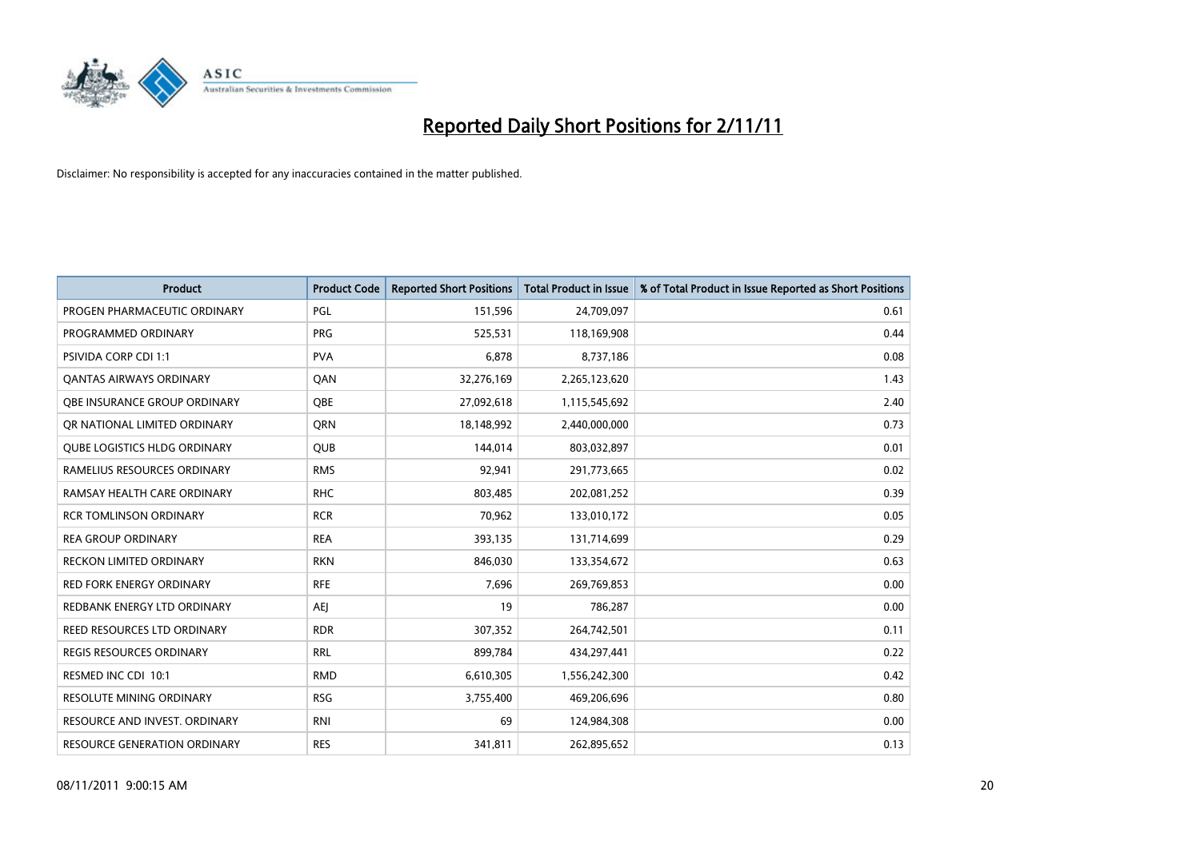# Reported Daily Short Positions for 2/11/11

Disclaimer: No responsibility is accepted for any inaccuracies contained in the matter published.

| Product | Product Code | Reported Short Positions | Total Product in Issue | % of Total Product in Issue Reported as Short Positions |
|---|---|---|---|---|
| PROGEN PHARMACEUTIC ORDINARY | PGL | 151,596 | 24,709,097 | 0.61 |
| PROGRAMMED ORDINARY | PRG | 525,531 | 118,169,908 | 0.44 |
| PSIVIDA CORP CDI 1:1 | PVA | 6,878 | 8,737,186 | 0.08 |
| QANTAS AIRWAYS ORDINARY | QAN | 32,276,169 | 2,265,123,620 | 1.43 |
| QBE INSURANCE GROUP ORDINARY | QBE | 27,092,618 | 1,115,545,692 | 2.40 |
| QR NATIONAL LIMITED ORDINARY | QRN | 18,148,992 | 2,440,000,000 | 0.73 |
| QUBE LOGISTICS HLDG ORDINARY | QUB | 144,014 | 803,032,897 | 0.01 |
| RAMELIUS RESOURCES ORDINARY | RMS | 92,941 | 291,773,665 | 0.02 |
| RAMSAY HEALTH CARE ORDINARY | RHC | 803,485 | 202,081,252 | 0.39 |
| RCR TOMLINSON ORDINARY | RCR | 70,962 | 133,010,172 | 0.05 |
| REA GROUP ORDINARY | REA | 393,135 | 131,714,699 | 0.29 |
| RECKON LIMITED ORDINARY | RKN | 846,030 | 133,354,672 | 0.63 |
| RED FORK ENERGY ORDINARY | RFE | 7,696 | 269,769,853 | 0.00 |
| REDBANK ENERGY LTD ORDINARY | AEJ | 19 | 786,287 | 0.00 |
| REED RESOURCES LTD ORDINARY | RDR | 307,352 | 264,742,501 | 0.11 |
| REGIS RESOURCES ORDINARY | RRL | 899,784 | 434,297,441 | 0.22 |
| RESMED INC CDI 10:1 | RMD | 6,610,305 | 1,556,242,300 | 0.42 |
| RESOLUTE MINING ORDINARY | RSG | 3,755,400 | 469,206,696 | 0.80 |
| RESOURCE AND INVEST. ORDINARY | RNI | 69 | 124,984,308 | 0.00 |
| RESOURCE GENERATION ORDINARY | RES | 341,811 | 262,895,652 | 0.13 |

08/11/2011 9:00:15 AM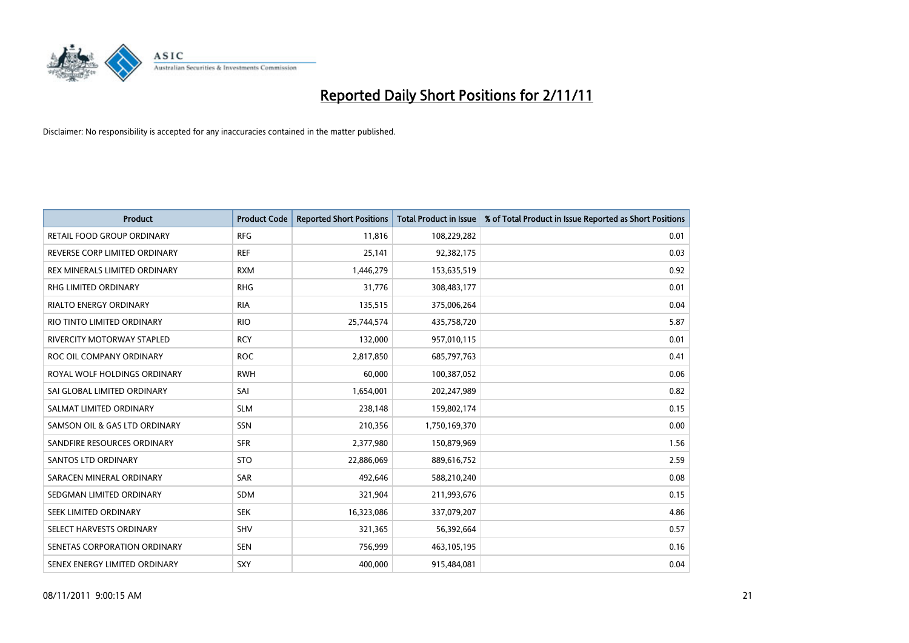# Reported Daily Short Positions for 2/11/11

Disclaimer: No responsibility is accepted for any inaccuracies contained in the matter published.

| Product | Product Code | Reported Short Positions | Total Product in Issue | % of Total Product in Issue Reported as Short Positions |
|---|---|---|---|---|
| RETAIL FOOD GROUP ORDINARY | RFG | 11,816 | 108,229,282 | 0.01 |
| REVERSE CORP LIMITED ORDINARY | REF | 25,141 | 92,382,175 | 0.03 |
| REX MINERALS LIMITED ORDINARY | RXM | 1,446,279 | 153,635,519 | 0.92 |
| RHG LIMITED ORDINARY | RHG | 31,776 | 308,483,177 | 0.01 |
| RIALTO ENERGY ORDINARY | RIA | 135,515 | 375,006,264 | 0.04 |
| RIO TINTO LIMITED ORDINARY | RIO | 25,744,574 | 435,758,720 | 5.87 |
| RIVERCITY MOTORWAY STAPLED | RCY | 132,000 | 957,010,115 | 0.01 |
| ROC OIL COMPANY ORDINARY | ROC | 2,817,850 | 685,797,763 | 0.41 |
| ROYAL WOLF HOLDINGS ORDINARY | RWH | 60,000 | 100,387,052 | 0.06 |
| SAI GLOBAL LIMITED ORDINARY | SAI | 1,654,001 | 202,247,989 | 0.82 |
| SALMAT LIMITED ORDINARY | SLM | 238,148 | 159,802,174 | 0.15 |
| SAMSON OIL & GAS LTD ORDINARY | SSN | 210,356 | 1,750,169,370 | 0.00 |
| SANDFIRE RESOURCES ORDINARY | SFR | 2,377,980 | 150,879,969 | 1.56 |
| SANTOS LTD ORDINARY | STO | 22,886,069 | 889,616,752 | 2.59 |
| SARACEN MINERAL ORDINARY | SAR | 492,646 | 588,210,240 | 0.08 |
| SEDGMAN LIMITED ORDINARY | SDM | 321,904 | 211,993,676 | 0.15 |
| SEEK LIMITED ORDINARY | SEK | 16,323,086 | 337,079,207 | 4.86 |
| SELECT HARVESTS ORDINARY | SHV | 321,365 | 56,392,664 | 0.57 |
| SENETAS CORPORATION ORDINARY | SEN | 756,999 | 463,105,195 | 0.16 |
| SENEX ENERGY LIMITED ORDINARY | SXY | 400,000 | 915,484,081 | 0.04 |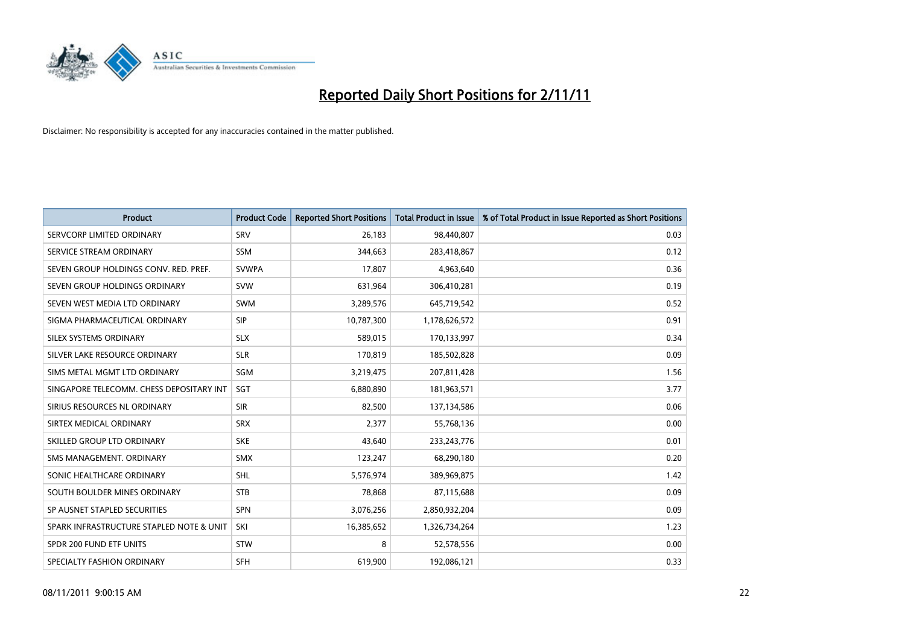# Reported Daily Short Positions for 2/11/11

Disclaimer: No responsibility is accepted for any inaccuracies contained in the matter published.

| Product | Product Code | Reported Short Positions | Total Product in Issue | % of Total Product in Issue Reported as Short Positions |
|---|---|---|---|---|
| SERVCORP LIMITED ORDINARY | SRV | 26,183 | 98,440,807 | 0.03 |
| SERVICE STREAM ORDINARY | SSM | 344,663 | 283,418,867 | 0.12 |
| SEVEN GROUP HOLDINGS CONV. RED. PREF. | SVWPA | 17,807 | 4,963,640 | 0.36 |
| SEVEN GROUP HOLDINGS ORDINARY | SVW | 631,964 | 306,410,281 | 0.19 |
| SEVEN WEST MEDIA LTD ORDINARY | SWM | 3,289,576 | 645,719,542 | 0.52 |
| SIGMA PHARMACEUTICAL ORDINARY | SIP | 10,787,300 | 1,178,626,572 | 0.91 |
| SILEX SYSTEMS ORDINARY | SLX | 589,015 | 170,133,997 | 0.34 |
| SILVER LAKE RESOURCE ORDINARY | SLR | 170,819 | 185,502,828 | 0.09 |
| SIMS METAL MGMT LTD ORDINARY | SGM | 3,219,475 | 207,811,428 | 1.56 |
| SINGAPORE TELECOMM. CHESS DEPOSITARY INT | SGT | 6,880,890 | 181,963,571 | 3.77 |
| SIRIUS RESOURCES NL ORDINARY | SIR | 82,500 | 137,134,586 | 0.06 |
| SIRTEX MEDICAL ORDINARY | SRX | 2,377 | 55,768,136 | 0.00 |
| SKILLED GROUP LTD ORDINARY | SKE | 43,640 | 233,243,776 | 0.01 |
| SMS MANAGEMENT. ORDINARY | SMX | 123,247 | 68,290,180 | 0.20 |
| SONIC HEALTHCARE ORDINARY | SHL | 5,576,974 | 389,969,875 | 1.42 |
| SOUTH BOULDER MINES ORDINARY | STB | 78,868 | 87,115,688 | 0.09 |
| SP AUSNET STAPLED SECURITIES | SPN | 3,076,256 | 2,850,932,204 | 0.09 |
| SPARK INFRASTRUCTURE STAPLED NOTE & UNIT | SKI | 16,385,652 | 1,326,734,264 | 1.23 |
| SPDR 200 FUND ETF UNITS | STW | 8 | 52,578,556 | 0.00 |
| SPECIALTY FASHION ORDINARY | SFH | 619,900 | 192,086,121 | 0.33 |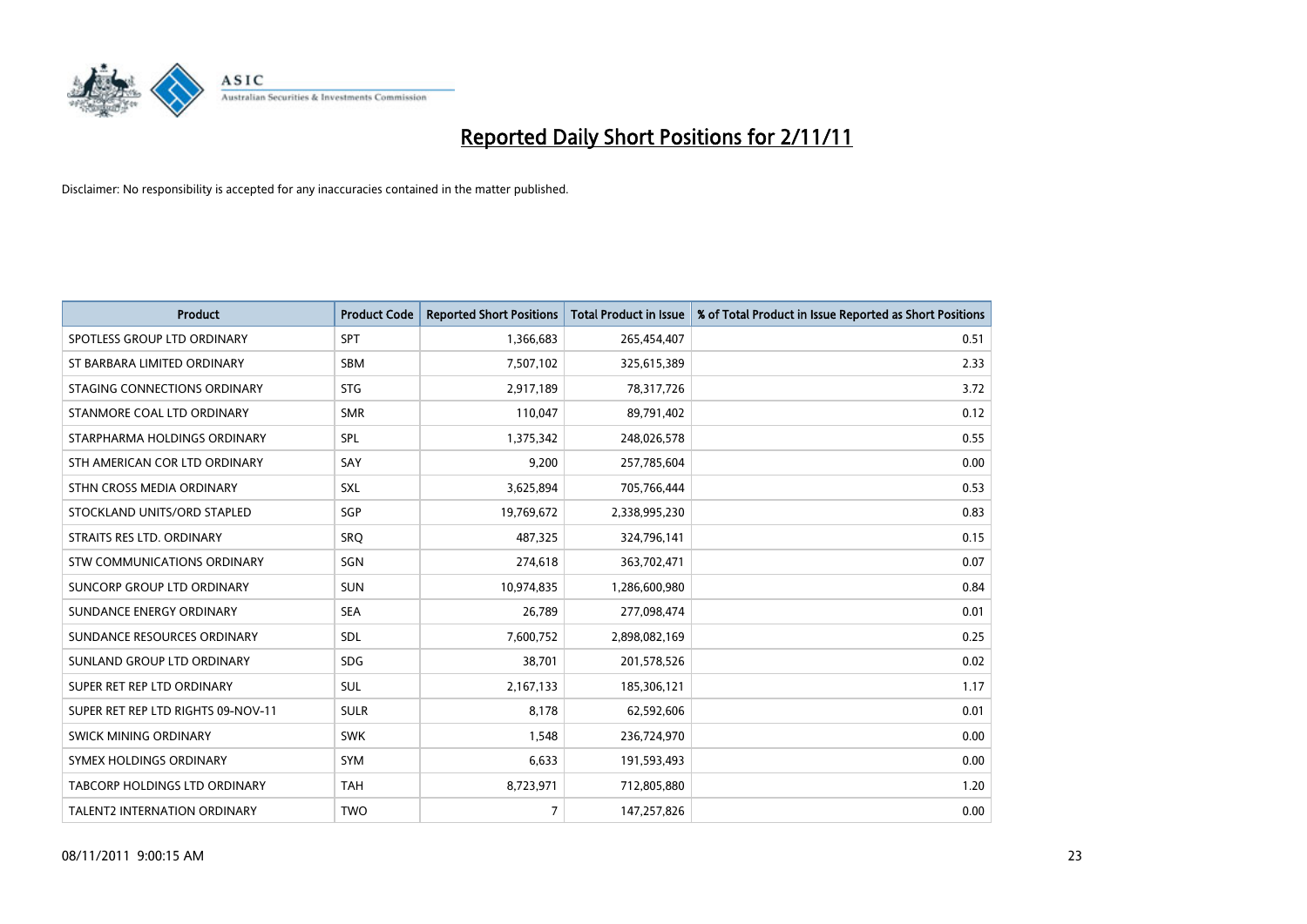# Reported Daily Short Positions for 2/11/11

Disclaimer: No responsibility is accepted for any inaccuracies contained in the matter published.

| Product | Product Code | Reported Short Positions | Total Product in Issue | % of Total Product in Issue Reported as Short Positions |
|---|---|---|---|---|
| SPOTLESS GROUP LTD ORDINARY | SPT | 1,366,683 | 265,454,407 | 0.51 |
| ST BARBARA LIMITED ORDINARY | SBM | 7,507,102 | 325,615,389 | 2.33 |
| STAGING CONNECTIONS ORDINARY | STG | 2,917,189 | 78,317,726 | 3.72 |
| STANMORE COAL LTD ORDINARY | SMR | 110,047 | 89,791,402 | 0.12 |
| STARPHARMA HOLDINGS ORDINARY | SPL | 1,375,342 | 248,026,578 | 0.55 |
| STH AMERICAN COR LTD ORDINARY | SAY | 9,200 | 257,785,604 | 0.00 |
| STHN CROSS MEDIA ORDINARY | SXL | 3,625,894 | 705,766,444 | 0.53 |
| STOCKLAND UNITS/ORD STAPLED | SGP | 19,769,672 | 2,338,995,230 | 0.83 |
| STRAITS RES LTD. ORDINARY | SRQ | 487,325 | 324,796,141 | 0.15 |
| STW COMMUNICATIONS ORDINARY | SGN | 274,618 | 363,702,471 | 0.07 |
| SUNCORP GROUP LTD ORDINARY | SUN | 10,974,835 | 1,286,600,980 | 0.84 |
| SUNDANCE ENERGY ORDINARY | SEA | 26,789 | 277,098,474 | 0.01 |
| SUNDANCE RESOURCES ORDINARY | SDL | 7,600,752 | 2,898,082,169 | 0.25 |
| SUNLAND GROUP LTD ORDINARY | SDG | 38,701 | 201,578,526 | 0.02 |
| SUPER RET REP LTD ORDINARY | SUL | 2,167,133 | 185,306,121 | 1.17 |
| SUPER RET REP LTD RIGHTS 09-NOV-11 | SULR | 8,178 | 62,592,606 | 0.01 |
| SWICK MINING ORDINARY | SWK | 1,548 | 236,724,970 | 0.00 |
| SYMEX HOLDINGS ORDINARY | SYM | 6,633 | 191,593,493 | 0.00 |
| TABCORP HOLDINGS LTD ORDINARY | TAH | 8,723,971 | 712,805,880 | 1.20 |
| TALENT2 INTERNATION ORDINARY | TWO | 7 | 147,257,826 | 0.00 |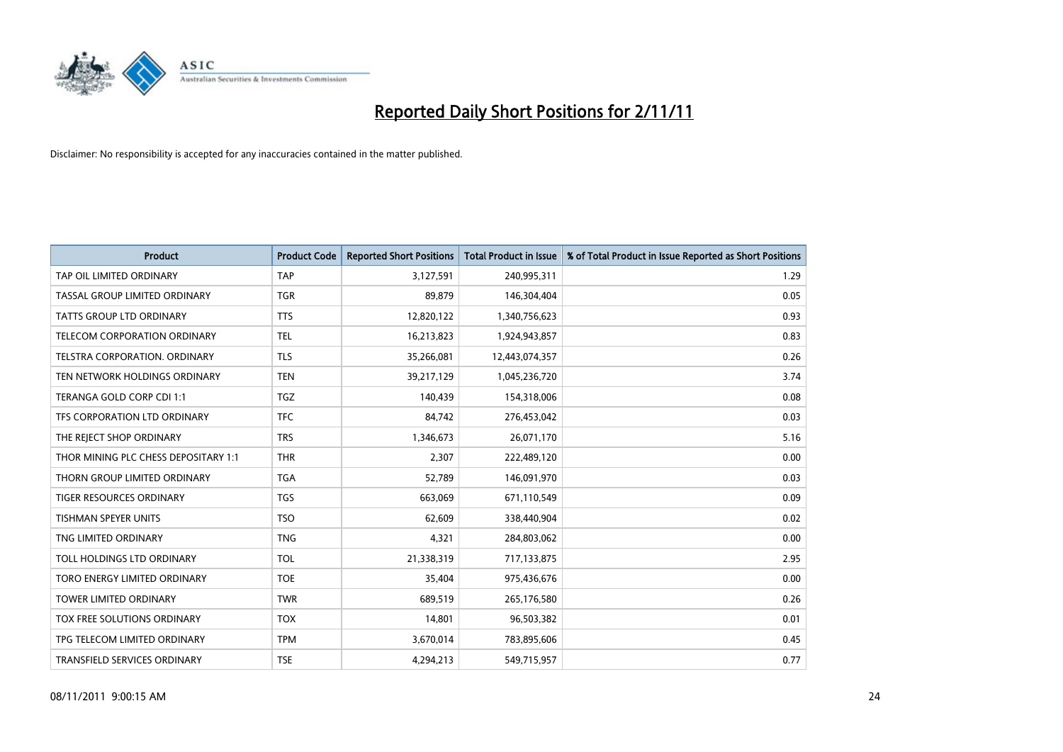# Reported Daily Short Positions for 2/11/11

Disclaimer: No responsibility is accepted for any inaccuracies contained in the matter published.

| Product | Product Code | Reported Short Positions | Total Product in Issue | % of Total Product in Issue Reported as Short Positions |
|---|---|---|---|---|
| TAP OIL LIMITED ORDINARY | TAP | 3,127,591 | 240,995,311 | 1.29 |
| TASSAL GROUP LIMITED ORDINARY | TGR | 89,879 | 146,304,404 | 0.05 |
| TATTS GROUP LTD ORDINARY | TTS | 12,820,122 | 1,340,756,623 | 0.93 |
| TELECOM CORPORATION ORDINARY | TEL | 16,213,823 | 1,924,943,857 | 0.83 |
| TELSTRA CORPORATION. ORDINARY | TLS | 35,266,081 | 12,443,074,357 | 0.26 |
| TEN NETWORK HOLDINGS ORDINARY | TEN | 39,217,129 | 1,045,236,720 | 3.74 |
| TERANGA GOLD CORP CDI 1:1 | TGZ | 140,439 | 154,318,006 | 0.08 |
| TFS CORPORATION LTD ORDINARY | TFC | 84,742 | 276,453,042 | 0.03 |
| THE REJECT SHOP ORDINARY | TRS | 1,346,673 | 26,071,170 | 5.16 |
| THOR MINING PLC CHESS DEPOSITARY 1:1 | THR | 2,307 | 222,489,120 | 0.00 |
| THORN GROUP LIMITED ORDINARY | TGA | 52,789 | 146,091,970 | 0.03 |
| TIGER RESOURCES ORDINARY | TGS | 663,069 | 671,110,549 | 0.09 |
| TISHMAN SPEYER UNITS | TSO | 62,609 | 338,440,904 | 0.02 |
| TNG LIMITED ORDINARY | TNG | 4,321 | 284,803,062 | 0.00 |
| TOLL HOLDINGS LTD ORDINARY | TOL | 21,338,319 | 717,133,875 | 2.95 |
| TORO ENERGY LIMITED ORDINARY | TOE | 35,404 | 975,436,676 | 0.00 |
| TOWER LIMITED ORDINARY | TWR | 689,519 | 265,176,580 | 0.26 |
| TOX FREE SOLUTIONS ORDINARY | TOX | 14,801 | 96,503,382 | 0.01 |
| TPG TELECOM LIMITED ORDINARY | TPM | 3,670,014 | 783,895,606 | 0.45 |
| TRANSFIELD SERVICES ORDINARY | TSE | 4,294,213 | 549,715,957 | 0.77 |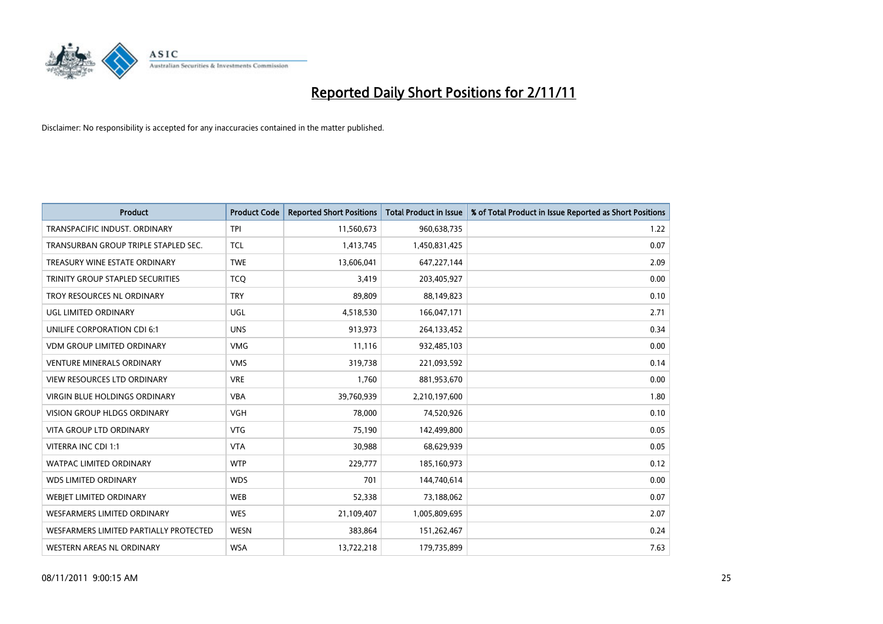# Reported Daily Short Positions for 2/11/11

Disclaimer: No responsibility is accepted for any inaccuracies contained in the matter published.

| Product | Product Code | Reported Short Positions | Total Product in Issue | % of Total Product in Issue Reported as Short Positions |
|---|---|---|---|---|
| TRANSPACIFIC INDUST. ORDINARY | TPI | 11,560,673 | 960,638,735 | 1.22 |
| TRANSURBAN GROUP TRIPLE STAPLED SEC. | TCL | 1,413,745 | 1,450,831,425 | 0.07 |
| TREASURY WINE ESTATE ORDINARY | TWE | 13,606,041 | 647,227,144 | 2.09 |
| TRINITY GROUP STAPLED SECURITIES | TCQ | 3,419 | 203,405,927 | 0.00 |
| TROY RESOURCES NL ORDINARY | TRY | 89,809 | 88,149,823 | 0.10 |
| UGL LIMITED ORDINARY | UGL | 4,518,530 | 166,047,171 | 2.71 |
| UNILIFE CORPORATION CDI 6:1 | UNS | 913,973 | 264,133,452 | 0.34 |
| VDM GROUP LIMITED ORDINARY | VMG | 11,116 | 932,485,103 | 0.00 |
| VENTURE MINERALS ORDINARY | VMS | 319,738 | 221,093,592 | 0.14 |
| VIEW RESOURCES LTD ORDINARY | VRE | 1,760 | 881,953,670 | 0.00 |
| VIRGIN BLUE HOLDINGS ORDINARY | VBA | 39,760,939 | 2,210,197,600 | 1.80 |
| VISION GROUP HLDGS ORDINARY | VGH | 78,000 | 74,520,926 | 0.10 |
| VITA GROUP LTD ORDINARY | VTG | 75,190 | 142,499,800 | 0.05 |
| VITERRA INC CDI 1:1 | VTA | 30,988 | 68,629,939 | 0.05 |
| WATPAC LIMITED ORDINARY | WTP | 229,777 | 185,160,973 | 0.12 |
| WDS LIMITED ORDINARY | WDS | 701 | 144,740,614 | 0.00 |
| WEBJET LIMITED ORDINARY | WEB | 52,338 | 73,188,062 | 0.07 |
| WESFARMERS LIMITED ORDINARY | WES | 21,109,407 | 1,005,809,695 | 2.07 |
| WESFARMERS LIMITED PARTIALLY PROTECTED | WESN | 383,864 | 151,262,467 | 0.24 |
| WESTERN AREAS NL ORDINARY | WSA | 13,722,218 | 179,735,899 | 7.63 |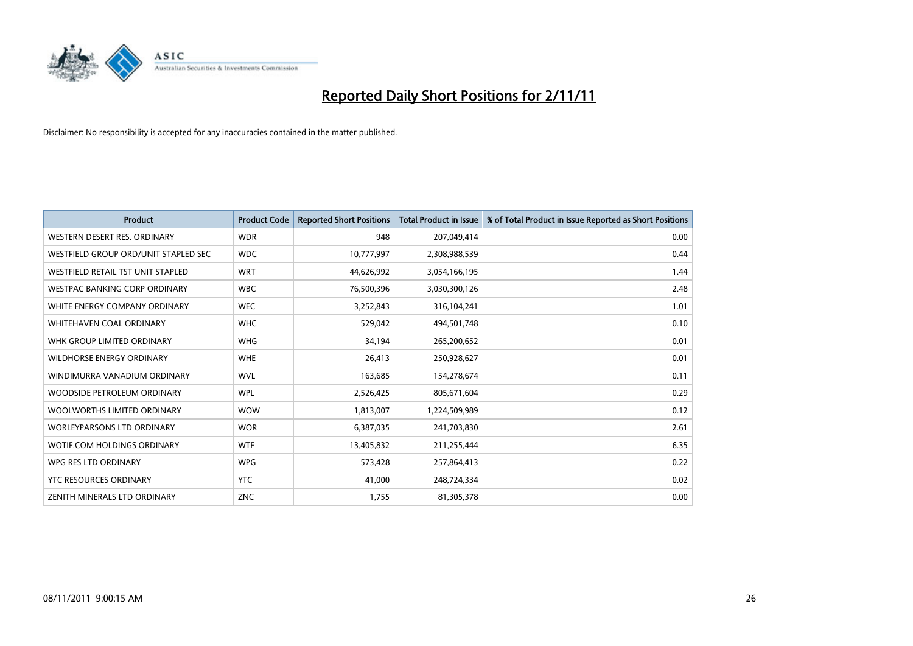# Reported Daily Short Positions for 2/11/11

Disclaimer: No responsibility is accepted for any inaccuracies contained in the matter published.

| Product | Product Code | Reported Short Positions | Total Product in Issue | % of Total Product in Issue Reported as Short Positions |
|---|---|---|---|---|
| WESTERN DESERT RES. ORDINARY | WDR | 948 | 207,049,414 | 0.00 |
| WESTFIELD GROUP ORD/UNIT STAPLED SEC | WDC | 10,777,997 | 2,308,988,539 | 0.44 |
| WESTFIELD RETAIL TST UNIT STAPLED | WRT | 44,626,992 | 3,054,166,195 | 1.44 |
| WESTPAC BANKING CORP ORDINARY | WBC | 76,500,396 | 3,030,300,126 | 2.48 |
| WHITE ENERGY COMPANY ORDINARY | WEC | 3,252,843 | 316,104,241 | 1.01 |
| WHITEHAVEN COAL ORDINARY | WHC | 529,042 | 494,501,748 | 0.10 |
| WHK GROUP LIMITED ORDINARY | WHG | 34,194 | 265,200,652 | 0.01 |
| WILDHORSE ENERGY ORDINARY | WHE | 26,413 | 250,928,627 | 0.01 |
| WINDIMURRA VANADIUM ORDINARY | WVL | 163,685 | 154,278,674 | 0.11 |
| WOODSIDE PETROLEUM ORDINARY | WPL | 2,526,425 | 805,671,604 | 0.29 |
| WOOLWORTHS LIMITED ORDINARY | WOW | 1,813,007 | 1,224,509,989 | 0.12 |
| WORLEYPARSONS LTD ORDINARY | WOR | 6,387,035 | 241,703,830 | 2.61 |
| WOTIF.COM HOLDINGS ORDINARY | WTF | 13,405,832 | 211,255,444 | 6.35 |
| WPG RES LTD ORDINARY | WPG | 573,428 | 257,864,413 | 0.22 |
| YTC RESOURCES ORDINARY | YTC | 41,000 | 248,724,334 | 0.02 |
| ZENITH MINERALS LTD ORDINARY | ZNC | 1,755 | 81,305,378 | 0.00 |